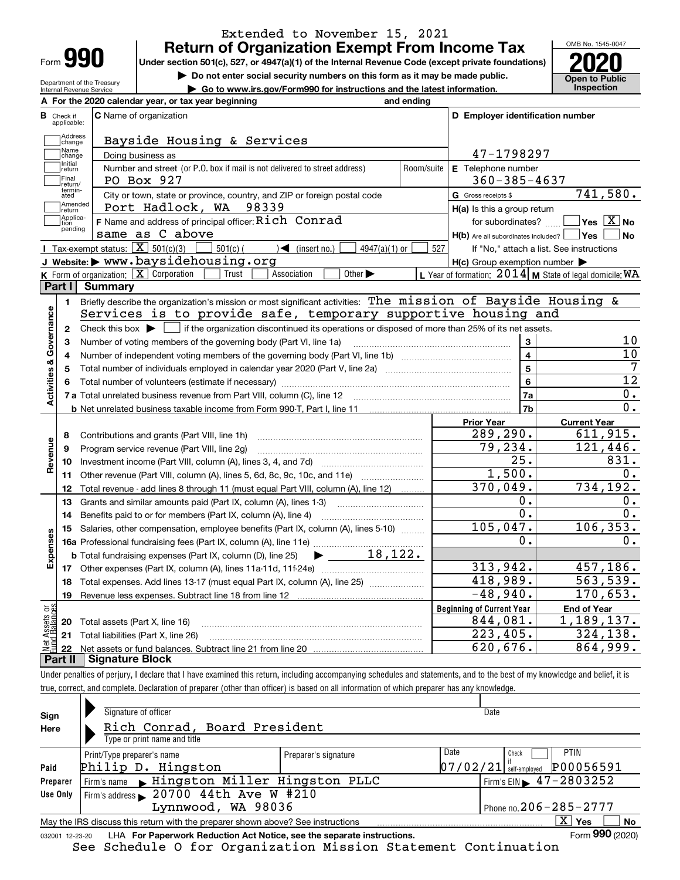Extended to November 15, 2021

Form **990**

# Return of Organization Exempt From Income Tax

**Under section 501(c), 527, or 4947(a)(1) of the Internal Revenue Code (except private foundations)**

▶ Do not enter social security numbers on this form as it may be made public.

▶ Go to www.irs.gov/Form990 for instructions and the latest information.

OMB No. 1545-0047

**2020**

**Open to Public Inspection**

Department of the Treasury
Internal Revenue Service

**A** For the 2020 calendar year, or tax year beginning and ending

**B** Check if applicable: Address change, Name change, Initial return, Final return/terminated, Amended return, Application pending

**C** Name of organization: Bayside Housing & Services

Doing business as

Number and street (or P.O. box if mail is not delivered to street address): PO Box 927 | Room/suite

City or town, state or province, country, and ZIP or foreign postal code: Port Hadlock, WA 98339

**F** Name and address of principal officer: Rich Conrad, same as C above

**D** Employer identification number: 47-1798297

**E** Telephone number: 360-385-4637

**G** Gross receipts $ 741,580.

**H(a)** Is this a group return for subordinates? ☐ Yes ☒ No

**H(b)** Are all subordinates included? ☐ Yes ☐ No — If "No," attach a list. See instructions

**H(c)** Group exemption number ▶

**I** Tax-exempt status: ☒ 501(c)(3) ☐ 501(c) ( ) ◀ (insert no.) ☐ 4947(a)(1) or ☐ 527

**J** Website: ▶ www.baysidehousing.org

**K** Form of organization: ☒ Corporation ☐ Trust ☐ Association ☐ Other ▶

**L** Year of formation: 2014 **M** State of legal domicile: WA

## Part I Summary

**Activities & Governance**

1. Briefly describe the organization's mission or most significant activities: The mission of Bayside Housing & Services is to provide safe, temporary supportive housing and
2. Check this box ▶ ☐ if the organization discontinued its operations or disposed of more than 25% of its net assets.

| | | | |
|---|---|---|---|
| 3 | Number of voting members of the governing body (Part VI, line 1a) | 3 | 10 |
| 4 | Number of independent voting members of the governing body (Part VI, line 1b) | 4 | 10 |
| 5 | Total number of individuals employed in calendar year 2020 (Part V, line 2a) | 5 | 7 |
| 6 | Total number of volunteers (estimate if necessary) | 6 | 12 |
| 7a | Total unrelated business revenue from Part VIII, column (C), line 12 | 7a | 0. |
| b | Net unrelated business taxable income from Form 990-T, Part I, line 11 | 7b | 0. |

| | | Prior Year | Current Year |
|---|---|---|---|
| **Revenue** | | | |
| 8 | Contributions and grants (Part VIII, line 1h) | 289,290. | 611,915. |
| 9 | Program service revenue (Part VIII, line 2g) | 79,234. | 121,446. |
| 10 | Investment income (Part VIII, column (A), lines 3, 4, and 7d) | 25. | 831. |
| 11 | Other revenue (Part VIII, column (A), lines 5, 6d, 8c, 9c, 10c, and 11e) | 1,500. | 0. |
| 12 | Total revenue - add lines 8 through 11 (must equal Part VIII, column (A), line 12) | 370,049. | 734,192. |
| **Expenses** | | | |
| 13 | Grants and similar amounts paid (Part IX, column (A), lines 1-3) | 0. | 0. |
| 14 | Benefits paid to or for members (Part IX, column (A), line 4) | 0. | 0. |
| 15 | Salaries, other compensation, employee benefits (Part IX, column (A), lines 5-10) | 105,047. | 106,353. |
| 16a | Professional fundraising fees (Part IX, column (A), line 11e) | 0. | 0. |
| b | Total fundraising expenses (Part IX, column (D), line 25) ▶ 18,122. | | |
| 17 | Other expenses (Part IX, column (A), lines 11a-11d, 11f-24e) | 313,942. | 457,186. |
| 18 | Total expenses. Add lines 13-17 (must equal Part IX, column (A), line 25) | 418,989. | 563,539. |
| 19 | Revenue less expenses. Subtract line 18 from line 12 | -48,940. | 170,653. |

| **Net Assets or Fund Balances** | | Beginning of Current Year | End of Year |
|---|---|---|---|
| 20 | Total assets (Part X, line 16) | 844,081. | 1,189,137. |
| 21 | Total liabilities (Part X, line 26) | 223,405. | 324,138. |
| 22 | Net assets or fund balances. Subtract line 21 from line 20 | 620,676. | 864,999. |

## Part II Signature Block

Under penalties of perjury, I declare that I have examined this return, including accompanying schedules and statements, and to the best of my knowledge and belief, it is true, correct, and complete. Declaration of preparer (other than officer) is based on all information of which preparer has any knowledge.

**Sign Here**

Signature of officer | Date

Rich Conrad, Board President
Type or print name and title

**Paid Preparer Use Only**

| Print/Type preparer's name | Preparer's signature | Date | Check ☐ if self-employed | PTIN |
|---|---|---|---|---|
| Philip D. Hingston | | 07/02/21 | | P00056591 |

Firm's name ▶ Hingston Miller Hingston PLLC — Firm's EIN ▶ 47-2803252

Firm's address ▶ 20700 44th Ave W #210, Lynnwood, WA 98036 — Phone no. 206-285-2777

May the IRS discuss this return with the preparer shown above? See instructions ☒ Yes ☐ No

032001 12-23-20 LHA For Paperwork Reduction Act Notice, see the separate instructions. Form **990** (2020)

See Schedule O for Organization Mission Statement Continuation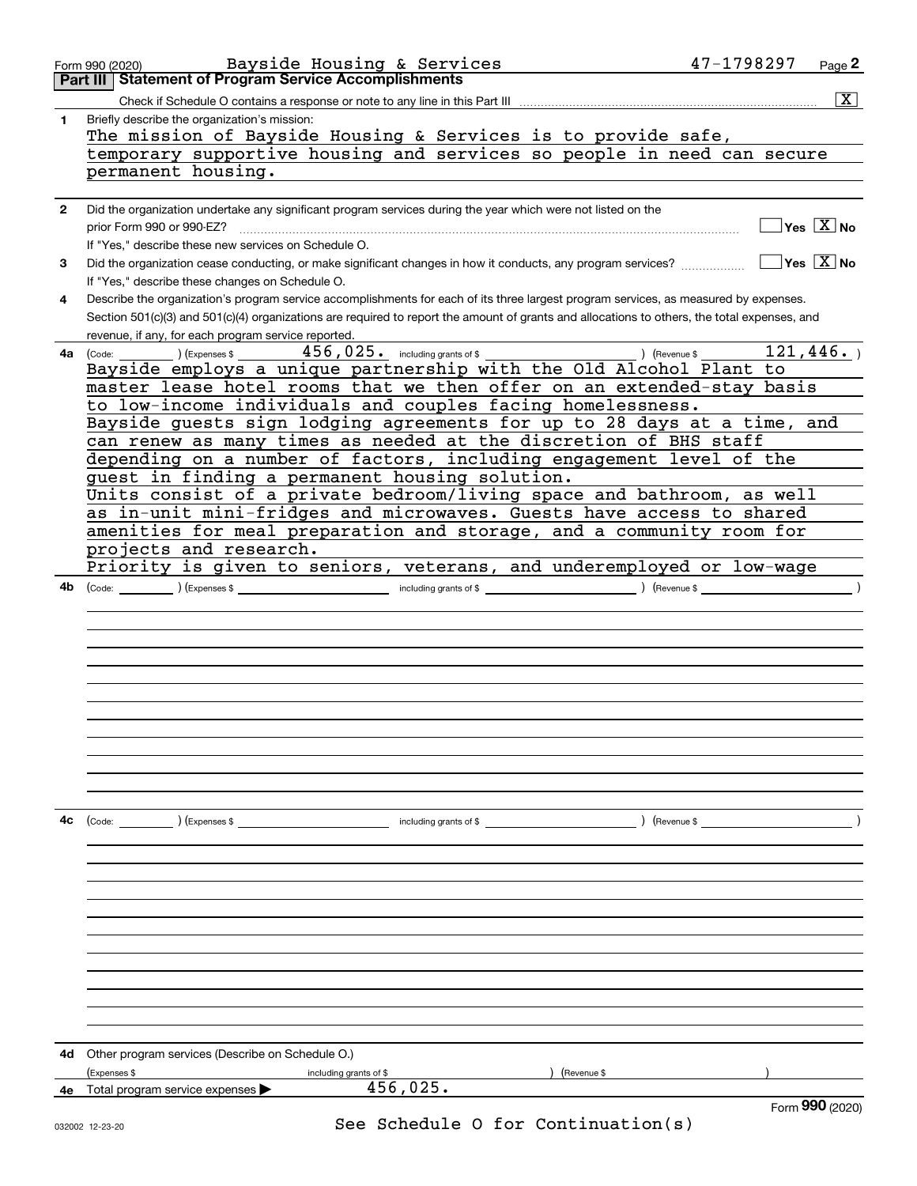Form 990 (2020) Bayside Housing & Services 47-1798297

## Part III Statement of Program Service Accomplishments

Check if Schedule O contains a response or note to any line in this Part III [X]

**1** Briefly describe the organization's mission:

The mission of Bayside Housing & Services is to provide safe, temporary supportive housing and services so people in need can secure permanent housing.

**2** Did the organization undertake any significant program services during the year which were not listed on the prior Form 990 or 990-EZ? [ ] Yes [X] No

If "Yes," describe these new services on Schedule O.

**3** Did the organization cease conducting, or make significant changes in how it conducts, any program services? [ ] Yes [X] No

If "Yes," describe these changes on Schedule O.

**4** Describe the organization's program service accomplishments for each of its three largest program services, as measured by expenses. Section 501(c)(3) and 501(c)(4) organizations are required to report the amount of grants and allocations to others, the total expenses, and revenue, if any, for each program service reported.

**4a** (Code: ) (Expenses $ 456,025. including grants of $ ) (Revenue $ 121,446. )

Bayside employs a unique partnership with the Old Alcohol Plant to master lease hotel rooms that we then offer on an extended-stay basis to low-income individuals and couples facing homelessness.

Bayside guests sign lodging agreements for up to 28 days at a time, and can renew as many times as needed at the discretion of BHS staff depending on a number of factors, including engagement level of the guest in finding a permanent housing solution.

Units consist of a private bedroom/living space and bathroom, as well as in-unit mini-fridges and microwaves. Guests have access to shared amenities for meal preparation and storage, and a community room for projects and research.

Priority is given to seniors, veterans, and underemployed or low-wage

**4b** (Code: ) (Expenses $ including grants of $ ) (Revenue $ )

**4c** (Code: ) (Expenses $ including grants of $ ) (Revenue $ )

**4d** Other program services (Describe on Schedule O.)

(Expenses $ including grants of $ ) (Revenue $ )

**4e** Total program service expenses 456,025.

Form **990** (2020)

See Schedule O for Continuation(s)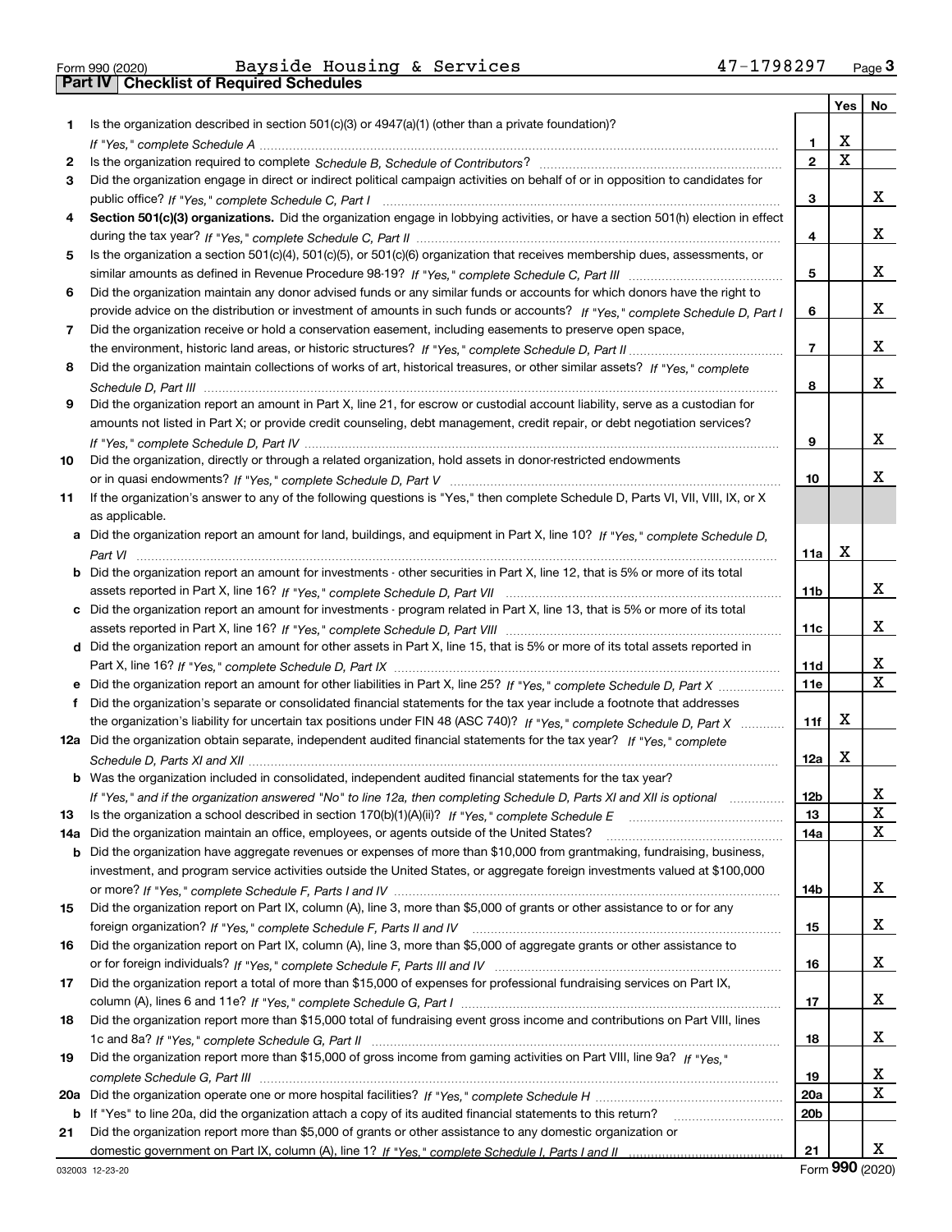Form 990 (2020) Bayside Housing & Services 47-1798297 Page 3

**Part IV Checklist of Required Schedules**

| | | | Yes | No |
|---|---|---|---|---|
| 1 | Is the organization described in section 501(c)(3) or 4947(a)(1) (other than a private foundation)? *If "Yes," complete Schedule A* | 1 | X | |
| 2 | Is the organization required to complete *Schedule B, Schedule of Contributors*? | 2 | X | |
| 3 | Did the organization engage in direct or indirect political campaign activities on behalf of or in opposition to candidates for public office? *If "Yes," complete Schedule C, Part I* | 3 | | X |
| 4 | **Section 501(c)(3) organizations.** Did the organization engage in lobbying activities, or have a section 501(h) election in effect during the tax year? *If "Yes," complete Schedule C, Part II* | 4 | | X |
| 5 | Is the organization a section 501(c)(4), 501(c)(5), or 501(c)(6) organization that receives membership dues, assessments, or similar amounts as defined in Revenue Procedure 98-19? *If "Yes," complete Schedule C, Part III* | 5 | | X |
| 6 | Did the organization maintain any donor advised funds or any similar funds or accounts for which donors have the right to provide advice on the distribution or investment of amounts in such funds or accounts? *If "Yes," complete Schedule D, Part I* | 6 | | X |
| 7 | Did the organization receive or hold a conservation easement, including easements to preserve open space, the environment, historic land areas, or historic structures? *If "Yes," complete Schedule D, Part II* | 7 | | X |
| 8 | Did the organization maintain collections of works of art, historical treasures, or other similar assets? *If "Yes," complete Schedule D, Part III* | 8 | | X |
| 9 | Did the organization report an amount in Part X, line 21, for escrow or custodial account liability, serve as a custodian for amounts not listed in Part X; or provide credit counseling, debt management, credit repair, or debt negotiation services? *If "Yes," complete Schedule D, Part IV* | 9 | | X |
| 10 | Did the organization, directly or through a related organization, hold assets in donor-restricted endowments or in quasi endowments? *If "Yes," complete Schedule D, Part V* | 10 | | X |
| 11 | If the organization's answer to any of the following questions is "Yes," then complete Schedule D, Parts VI, VII, VIII, IX, or X as applicable. | | | |
| a | Did the organization report an amount for land, buildings, and equipment in Part X, line 10? *If "Yes," complete Schedule D, Part VI* | 11a | X | |
| b | Did the organization report an amount for investments - other securities in Part X, line 12, that is 5% or more of its total assets reported in Part X, line 16? *If "Yes," complete Schedule D, Part VII* | 11b | | X |
| c | Did the organization report an amount for investments - program related in Part X, line 13, that is 5% or more of its total assets reported in Part X, line 16? *If "Yes," complete Schedule D, Part VIII* | 11c | | X |
| d | Did the organization report an amount for other assets in Part X, line 15, that is 5% or more of its total assets reported in Part X, line 16? *If "Yes," complete Schedule D, Part IX* | 11d | | X |
| e | Did the organization report an amount for other liabilities in Part X, line 25? *If "Yes," complete Schedule D, Part X* | 11e | | X |
| f | Did the organization's separate or consolidated financial statements for the tax year include a footnote that addresses the organization's liability for uncertain tax positions under FIN 48 (ASC 740)? *If "Yes," complete Schedule D, Part X* | 11f | X | |
| 12a | Did the organization obtain separate, independent audited financial statements for the tax year? *If "Yes," complete Schedule D, Parts XI and XII* | 12a | X | |
| b | Was the organization included in consolidated, independent audited financial statements for the tax year? *If "Yes," and if the organization answered "No" to line 12a, then completing Schedule D, Parts XI and XII is optional* | 12b | | X |
| 13 | Is the organization a school described in section 170(b)(1)(A)(ii)? *If "Yes," complete Schedule E* | 13 | | X |
| 14a | Did the organization maintain an office, employees, or agents outside of the United States? | 14a | | X |
| b | Did the organization have aggregate revenues or expenses of more than $10,000 from grantmaking, fundraising, business, investment, and program service activities outside the United States, or aggregate foreign investments valued at $100,000 or more? *If "Yes," complete Schedule F, Parts I and IV* | 14b | | X |
| 15 | Did the organization report on Part IX, column (A), line 3, more than $5,000 of grants or other assistance to or for any foreign organization? *If "Yes," complete Schedule F, Parts II and IV* | 15 | | X |
| 16 | Did the organization report on Part IX, column (A), line 3, more than $5,000 of aggregate grants or other assistance to or for foreign individuals? *If "Yes," complete Schedule F, Parts III and IV* | 16 | | X |
| 17 | Did the organization report a total of more than $15,000 of expenses for professional fundraising services on Part IX, column (A), lines 6 and 11e? *If "Yes," complete Schedule G, Part I* | 17 | | X |
| 18 | Did the organization report more than $15,000 total of fundraising event gross income and contributions on Part VIII, lines 1c and 8a? *If "Yes," complete Schedule G, Part II* | 18 | | X |
| 19 | Did the organization report more than $15,000 of gross income from gaming activities on Part VIII, line 9a? *If "Yes," complete Schedule G, Part III* | 19 | | X |
| 20a | Did the organization operate one or more hospital facilities? *If "Yes," complete Schedule H* | 20a | | X |
| b | If "Yes" to line 20a, did the organization attach a copy of its audited financial statements to this return? | 20b | | |
| 21 | Did the organization report more than $5,000 of grants or other assistance to any domestic organization or domestic government on Part IX, column (A), line 1? *If "Yes," complete Schedule I, Parts I and II* | 21 | | X |

032003 12-23-20 Form **990** (2020)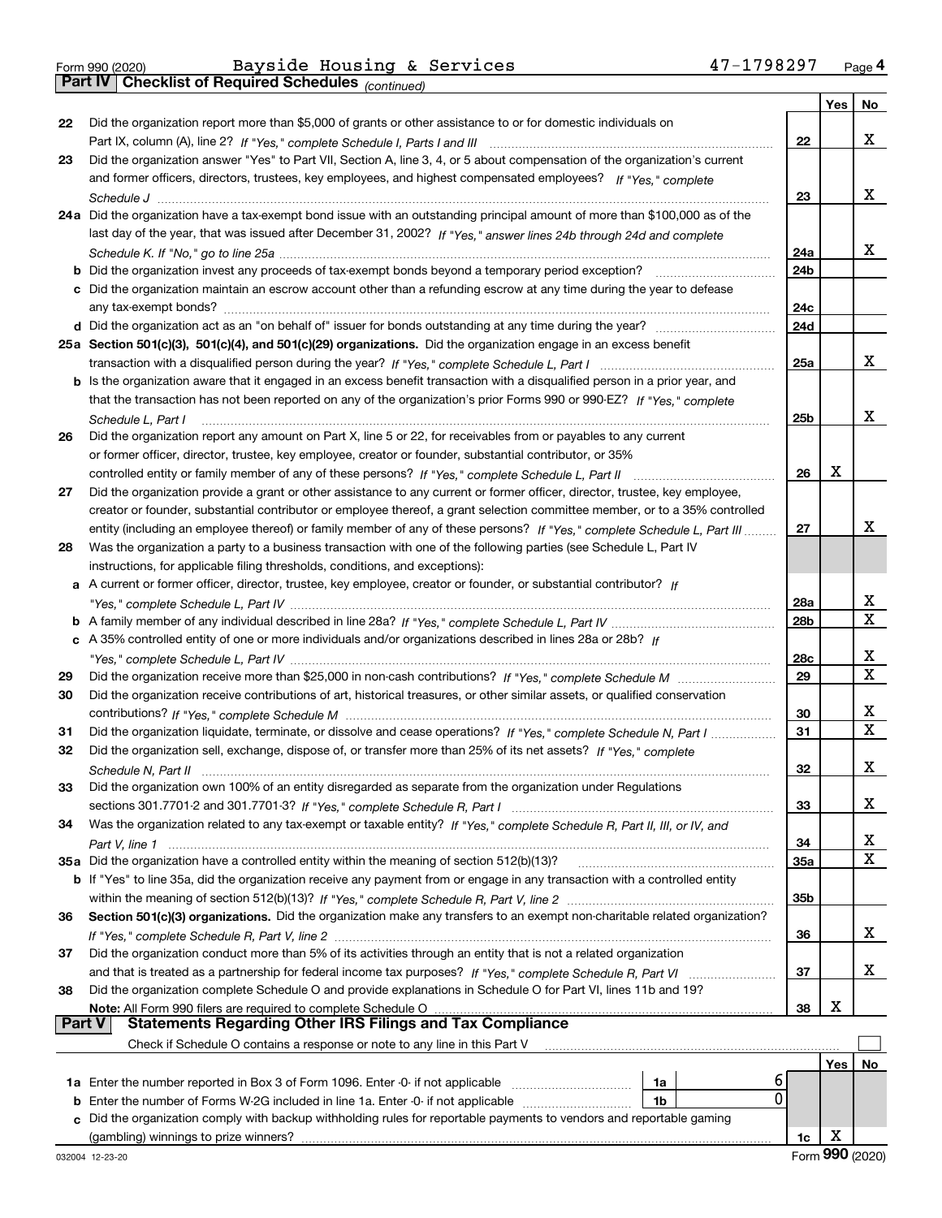Form 990 (2020) Bayside Housing & Services 47-1798297 Page 4

## Part IV Checklist of Required Schedules *(continued)*

| | | | Yes | No |
|---|---|---|---|---|
| 22 | Did the organization report more than $5,000 of grants or other assistance to or for domestic individuals on Part IX, column (A), line 2? *If "Yes," complete Schedule I, Parts I and III* | 22 | | X |
| 23 | Did the organization answer "Yes" to Part VII, Section A, line 3, 4, or 5 about compensation of the organization's current and former officers, directors, trustees, key employees, and highest compensated employees? *If "Yes," complete Schedule J* | 23 | | X |
| 24a | Did the organization have a tax-exempt bond issue with an outstanding principal amount of more than $100,000 as of the last day of the year, that was issued after December 31, 2002? *If "Yes," answer lines 24b through 24d and complete Schedule K. If "No," go to line 25a* | 24a | | X |
| b | Did the organization invest any proceeds of tax-exempt bonds beyond a temporary period exception? | 24b | | |
| c | Did the organization maintain an escrow account other than a refunding escrow at any time during the year to defease any tax-exempt bonds? | 24c | | |
| d | Did the organization act as an "on behalf of" issuer for bonds outstanding at any time during the year? | 24d | | |
| 25a | **Section 501(c)(3), 501(c)(4), and 501(c)(29) organizations.** Did the organization engage in an excess benefit transaction with a disqualified person during the year? *If "Yes," complete Schedule L, Part I* | 25a | | X |
| b | Is the organization aware that it engaged in an excess benefit transaction with a disqualified person in a prior year, and that the transaction has not been reported on any of the organization's prior Forms 990 or 990-EZ? *If "Yes," complete Schedule L, Part I* | 25b | | X |
| 26 | Did the organization report any amount on Part X, line 5 or 22, for receivables from or payables to any current or former officer, director, trustee, key employee, creator or founder, substantial contributor, or 35% controlled entity or family member of any of these persons? *If "Yes," complete Schedule L, Part II* | 26 | X | |
| 27 | Did the organization provide a grant or other assistance to any current or former officer, director, trustee, key employee, creator or founder, substantial contributor or employee thereof, a grant selection committee member, or to a 35% controlled entity (including an employee thereof) or family member of any of these persons? *If "Yes," complete Schedule L, Part III* | 27 | | X |
| 28 | Was the organization a party to a business transaction with one of the following parties (see Schedule L, Part IV instructions, for applicable filing thresholds, conditions, and exceptions): | | | |
| a | A current or former officer, director, trustee, key employee, creator or founder, or substantial contributor? *If "Yes," complete Schedule L, Part IV* | 28a | | X |
| b | A family member of any individual described in line 28a? *If "Yes," complete Schedule L, Part IV* | 28b | | X |
| c | A 35% controlled entity of one or more individuals and/or organizations described in lines 28a or 28b? *If "Yes," complete Schedule L, Part IV* | 28c | | X |
| 29 | Did the organization receive more than $25,000 in non-cash contributions? *If "Yes," complete Schedule M* | 29 | | X |
| 30 | Did the organization receive contributions of art, historical treasures, or other similar assets, or qualified conservation contributions? *If "Yes," complete Schedule M* | 30 | | X |
| 31 | Did the organization liquidate, terminate, or dissolve and cease operations? *If "Yes," complete Schedule N, Part I* | 31 | | X |
| 32 | Did the organization sell, exchange, dispose of, or transfer more than 25% of its net assets? *If "Yes," complete Schedule N, Part II* | 32 | | X |
| 33 | Did the organization own 100% of an entity disregarded as separate from the organization under Regulations sections 301.7701-2 and 301.7701-3? *If "Yes," complete Schedule R, Part I* | 33 | | X |
| 34 | Was the organization related to any tax-exempt or taxable entity? *If "Yes," complete Schedule R, Part II, III, or IV, and Part V, line 1* | 34 | | X |
| 35a | Did the organization have a controlled entity within the meaning of section 512(b)(13)? | 35a | | X |
| b | If "Yes" to line 35a, did the organization receive any payment from or engage in any transaction with a controlled entity within the meaning of section 512(b)(13)? *If "Yes," complete Schedule R, Part V, line 2* | 35b | | |
| 36 | **Section 501(c)(3) organizations.** Did the organization make any transfers to an exempt non-charitable related organization? *If "Yes," complete Schedule R, Part V, line 2* | 36 | | X |
| 37 | Did the organization conduct more than 5% of its activities through an entity that is not a related organization and that is treated as a partnership for federal income tax purposes? *If "Yes," complete Schedule R, Part VI* | 37 | | X |
| 38 | Did the organization complete Schedule O and provide explanations in Schedule O for Part VI, lines 11b and 19? **Note:** All Form 990 filers are required to complete Schedule O | 38 | X | |

## Part V Statements Regarding Other IRS Filings and Tax Compliance

Check if Schedule O contains a response or note to any line in this Part V ☐

| | | | | | Yes | No |
|---|---|---|---|---|---|---|
| 1a | Enter the number reported in Box 3 of Form 1096. Enter -0- if not applicable | 1a | 6 | | | |
| b | Enter the number of Forms W-2G included in line 1a. Enter -0- if not applicable | 1b | 0 | | | |
| c | Did the organization comply with backup withholding rules for reportable payments to vendors and reportable gaming (gambling) winnings to prize winners? | | | 1c | X | |

032004 12-23-20 Form **990** (2020)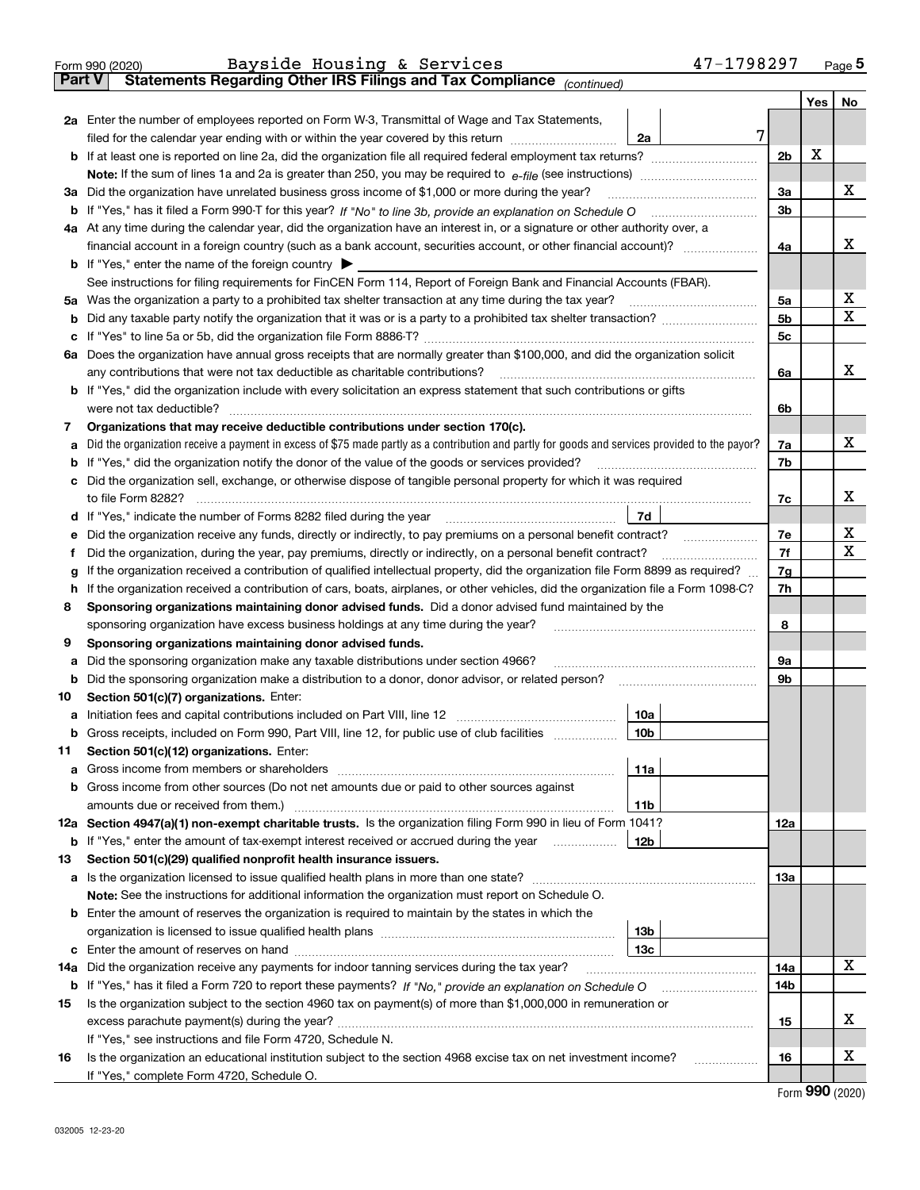Form 990 (2020) Bayside Housing & Services 47-1798297 Page 5

**Part V Statements Regarding Other IRS Filings and Tax Compliance** *(continued)*

| | | | | | Yes | No |
|---|---|---|---|---|---|---|
| **2a** | Enter the number of employees reported on Form W-3, Transmittal of Wage and Tax Statements, filed for the calendar year ending with or within the year covered by this return | 2a | 7 | | | |
| **b** | If at least one is reported on line 2a, did the organization file all required federal employment tax returns? | | | 2b | X | |
| | **Note:** If the sum of lines 1a and 2a is greater than 250, you may be required to *e-file* (see instructions) | | | | | |
| **3a** | Did the organization have unrelated business gross income of $1,000 or more during the year? | | | 3a | | X |
| **b** | If "Yes," has it filed a Form 990-T for this year? *If "No" to line 3b, provide an explanation on Schedule O* | | | 3b | | |
| **4a** | At any time during the calendar year, did the organization have an interest in, or a signature or other authority over, a financial account in a foreign country (such as a bank account, securities account, or other financial account)? | | | 4a | | X |
| **b** | If "Yes," enter the name of the foreign country ▶ | | | | | |
| | See instructions for filing requirements for FinCEN Form 114, Report of Foreign Bank and Financial Accounts (FBAR). | | | | | |
| **5a** | Was the organization a party to a prohibited tax shelter transaction at any time during the tax year? | | | 5a | | X |
| **b** | Did any taxable party notify the organization that it was or is a party to a prohibited tax shelter transaction? | | | 5b | | X |
| **c** | If "Yes" to line 5a or 5b, did the organization file Form 8886-T? | | | 5c | | |
| **6a** | Does the organization have annual gross receipts that are normally greater than $100,000, and did the organization solicit any contributions that were not tax deductible as charitable contributions? | | | 6a | | X |
| **b** | If "Yes," did the organization include with every solicitation an express statement that such contributions or gifts were not tax deductible? | | | 6b | | |
| **7** | **Organizations that may receive deductible contributions under section 170(c).** | | | | | |
| **a** | Did the organization receive a payment in excess of $75 made partly as a contribution and partly for goods and services provided to the payor? | | | 7a | | X |
| **b** | If "Yes," did the organization notify the donor of the value of the goods or services provided? | | | 7b | | |
| **c** | Did the organization sell, exchange, or otherwise dispose of tangible personal property for which it was required to file Form 8282? | | | 7c | | X |
| **d** | If "Yes," indicate the number of Forms 8282 filed during the year | 7d | | | | |
| **e** | Did the organization receive any funds, directly or indirectly, to pay premiums on a personal benefit contract? | | | 7e | | X |
| **f** | Did the organization, during the year, pay premiums, directly or indirectly, on a personal benefit contract? | | | 7f | | X |
| **g** | If the organization received a contribution of qualified intellectual property, did the organization file Form 8899 as required? | | | 7g | | |
| **h** | If the organization received a contribution of cars, boats, airplanes, or other vehicles, did the organization file a Form 1098-C? | | | 7h | | |
| **8** | **Sponsoring organizations maintaining donor advised funds.** Did a donor advised fund maintained by the sponsoring organization have excess business holdings at any time during the year? | | | 8 | | |
| **9** | **Sponsoring organizations maintaining donor advised funds.** | | | | | |
| **a** | Did the sponsoring organization make any taxable distributions under section 4966? | | | 9a | | |
| **b** | Did the sponsoring organization make a distribution to a donor, donor advisor, or related person? | | | 9b | | |
| **10** | **Section 501(c)(7) organizations.** Enter: | | | | | |
| **a** | Initiation fees and capital contributions included on Part VIII, line 12 | 10a | | | | |
| **b** | Gross receipts, included on Form 990, Part VIII, line 12, for public use of club facilities | 10b | | | | |
| **11** | **Section 501(c)(12) organizations.** Enter: | | | | | |
| **a** | Gross income from members or shareholders | 11a | | | | |
| **b** | Gross income from other sources (Do not net amounts due or paid to other sources against amounts due or received from them.) | 11b | | | | |
| **12a** | **Section 4947(a)(1) non-exempt charitable trusts.** Is the organization filing Form 990 in lieu of Form 1041? | | | 12a | | |
| **b** | If "Yes," enter the amount of tax-exempt interest received or accrued during the year | 12b | | | | |
| **13** | **Section 501(c)(29) qualified nonprofit health insurance issuers.** | | | | | |
| **a** | Is the organization licensed to issue qualified health plans in more than one state? | | | 13a | | |
| | **Note:** See the instructions for additional information the organization must report on Schedule O. | | | | | |
| **b** | Enter the amount of reserves the organization is required to maintain by the states in which the organization is licensed to issue qualified health plans | 13b | | | | |
| **c** | Enter the amount of reserves on hand | 13c | | | | |
| **14a** | Did the organization receive any payments for indoor tanning services during the tax year? | | | 14a | | X |
| **b** | If "Yes," has it filed a Form 720 to report these payments? *If "No," provide an explanation on Schedule O* | | | 14b | | |
| **15** | Is the organization subject to the section 4960 tax on payment(s) of more than $1,000,000 in remuneration or excess parachute payment(s) during the year? | | | 15 | | X |
| | If "Yes," see instructions and file Form 4720, Schedule N. | | | | | |
| **16** | Is the organization an educational institution subject to the section 4968 excise tax on net investment income? | | | 16 | | X |
| | If "Yes," complete Form 4720, Schedule O. | | | | | |

Form **990** (2020)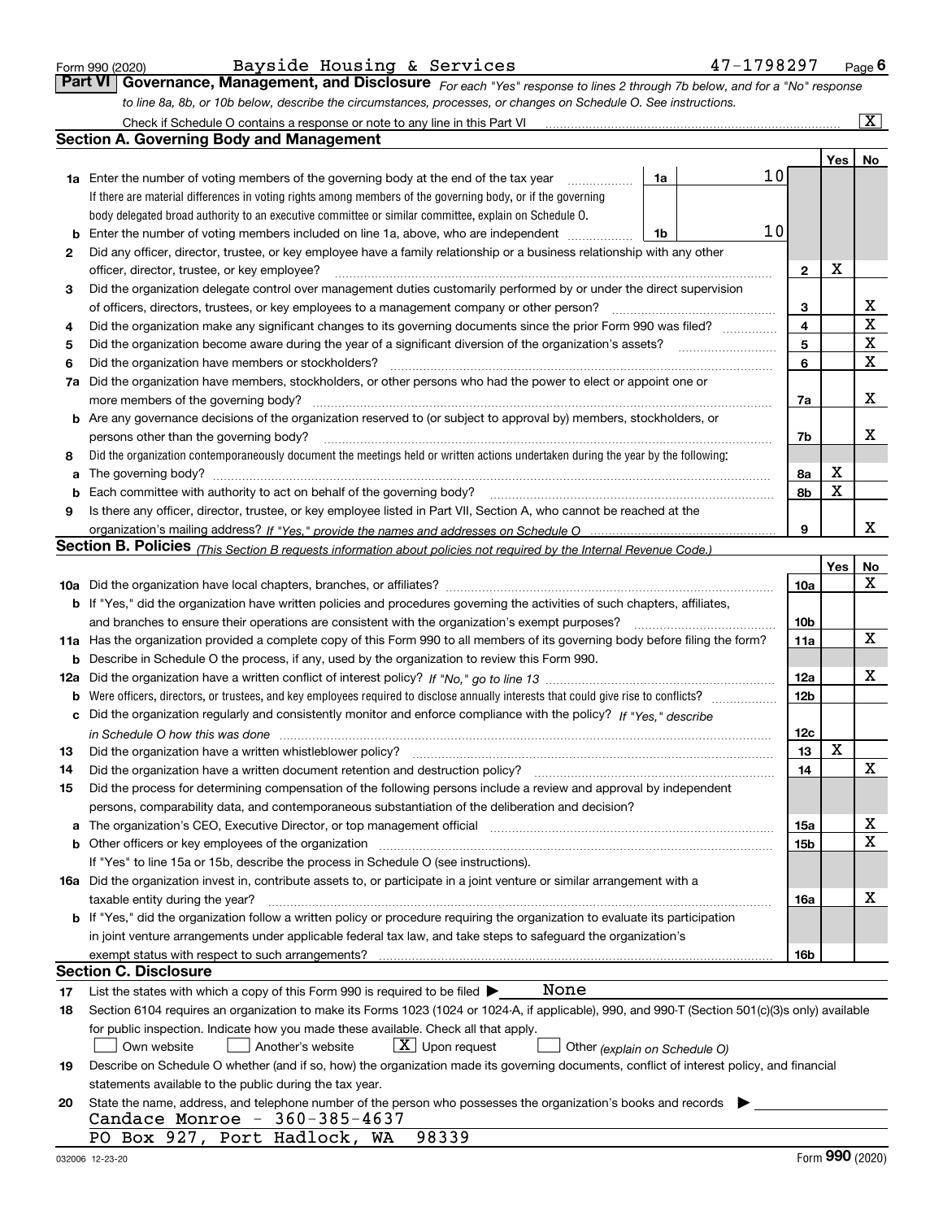Form 990 (2020) Bayside Housing & Services 47-1798297 Page 6

## Part VI Governance, Management, and Disclosure

*For each "Yes" response to lines 2 through 7b below, and for a "No" response to line 8a, 8b, or 10b below, describe the circumstances, processes, or changes on Schedule O. See instructions.*

Check if Schedule O contains a response or note to any line in this Part VI [X]

### Section A. Governing Body and Management

| | | | | Yes | No |
|---|---|---|---|---|---|
| **1a** | Enter the number of voting members of the governing body at the end of the tax year. If there are material differences in voting rights among members of the governing body, or if the governing body delegated broad authority to an executive committee or similar committee, explain on Schedule O. | 1a | 10 | | |
| **b** | Enter the number of voting members included on line 1a, above, who are independent | 1b | 10 | | |
| **2** | Did any officer, director, trustee, or key employee have a family relationship or a business relationship with any other officer, director, trustee, or key employee? | | 2 | X | |
| **3** | Did the organization delegate control over management duties customarily performed by or under the direct supervision of officers, directors, trustees, or key employees to a management company or other person? | | 3 | | X |
| **4** | Did the organization make any significant changes to its governing documents since the prior Form 990 was filed? | | 4 | | X |
| **5** | Did the organization become aware during the year of a significant diversion of the organization's assets? | | 5 | | X |
| **6** | Did the organization have members or stockholders? | | 6 | | X |
| **7a** | Did the organization have members, stockholders, or other persons who had the power to elect or appoint one or more members of the governing body? | | 7a | | X |
| **b** | Are any governance decisions of the organization reserved to (or subject to approval by) members, stockholders, or persons other than the governing body? | | 7b | | X |
| **8** | Did the organization contemporaneously document the meetings held or written actions undertaken during the year by the following: | | | | |
| **a** | The governing body? | | 8a | X | |
| **b** | Each committee with authority to act on behalf of the governing body? | | 8b | X | |
| **9** | Is there any officer, director, trustee, or key employee listed in Part VII, Section A, who cannot be reached at the organization's mailing address? *If "Yes," provide the names and addresses on Schedule O* | | 9 | | X |

### Section B. Policies *(This Section B requests information about policies not required by the Internal Revenue Code.)*

| | | | Yes | No |
|---|---|---|---|---|
| **10a** | Did the organization have local chapters, branches, or affiliates? | 10a | | X |
| **b** | If "Yes," did the organization have written policies and procedures governing the activities of such chapters, affiliates, and branches to ensure their operations are consistent with the organization's exempt purposes? | 10b | | |
| **11a** | Has the organization provided a complete copy of this Form 990 to all members of its governing body before filing the form? | 11a | | X |
| **b** | Describe in Schedule O the process, if any, used by the organization to review this Form 990. | | | |
| **12a** | Did the organization have a written conflict of interest policy? *If "No," go to line 13* | 12a | | X |
| **b** | Were officers, directors, or trustees, and key employees required to disclose annually interests that could give rise to conflicts? | 12b | | |
| **c** | Did the organization regularly and consistently monitor and enforce compliance with the policy? *If "Yes," describe in Schedule O how this was done* | 12c | | |
| **13** | Did the organization have a written whistleblower policy? | 13 | X | |
| **14** | Did the organization have a written document retention and destruction policy? | 14 | | X |
| **15** | Did the process for determining compensation of the following persons include a review and approval by independent persons, comparability data, and contemporaneous substantiation of the deliberation and decision? | | | |
| **a** | The organization's CEO, Executive Director, or top management official | 15a | | X |
| **b** | Other officers or key employees of the organization | 15b | | X |
| | If "Yes" to line 15a or 15b, describe the process in Schedule O (see instructions). | | | |
| **16a** | Did the organization invest in, contribute assets to, or participate in a joint venture or similar arrangement with a taxable entity during the year? | 16a | | X |
| **b** | If "Yes," did the organization follow a written policy or procedure requiring the organization to evaluate its participation in joint venture arrangements under applicable federal tax law, and take steps to safeguard the organization's exempt status with respect to such arrangements? | 16b | | |

### Section C. Disclosure

**17** List the states with which a copy of this Form 990 is required to be filed ▶ None

**18** Section 6104 requires an organization to make its Forms 1023 (1024 or 1024-A, if applicable), 990, and 990-T (Section 501(c)(3)s only) available for public inspection. Indicate how you made these available. Check all that apply.

[ ] Own website [ ] Another's website [X] Upon request [ ] Other *(explain on Schedule O)*

**19** Describe on Schedule O whether (and if so, how) the organization made its governing documents, conflict of interest policy, and financial statements available to the public during the tax year.

**20** State the name, address, and telephone number of the person who possesses the organization's books and records ▶

Candace Monroe - 360-385-4637
PO Box 927, Port Hadlock, WA 98339

032006 12-23-20 Form 990 (2020)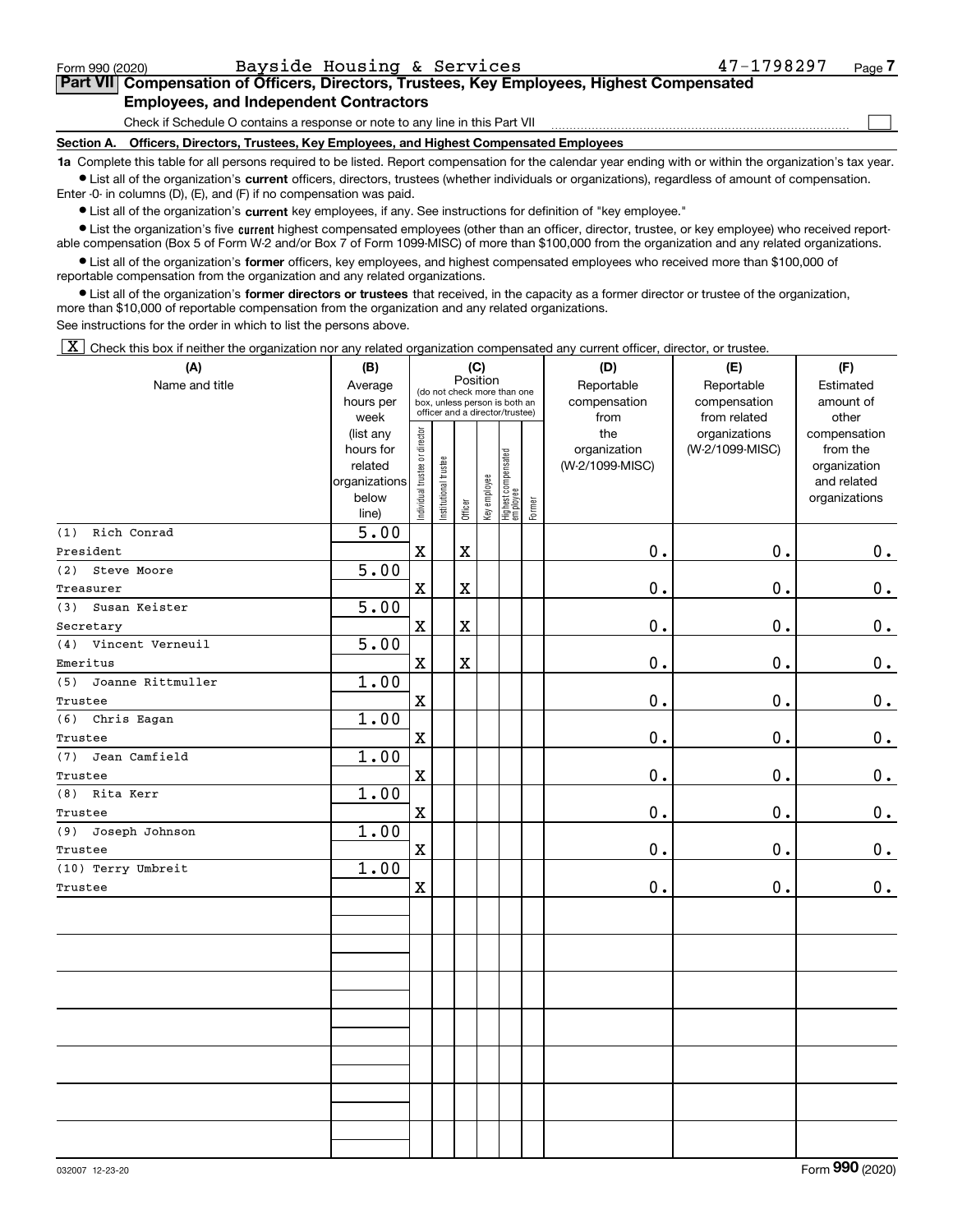Form 990 (2020) Bayside Housing & Services 47-1798297 Page **7**

## Part VII Compensation of Officers, Directors, Trustees, Key Employees, Highest Compensated Employees, and Independent Contractors

Check if Schedule O contains a response or note to any line in this Part VII ☐

**Section A. Officers, Directors, Trustees, Key Employees, and Highest Compensated Employees**

**1a** Complete this table for all persons required to be listed. Report compensation for the calendar year ending with or within the organization's tax year.

- List all of the organization's **current** officers, directors, trustees (whether individuals or organizations), regardless of amount of compensation. Enter -0- in columns (D), (E), and (F) if no compensation was paid.
- List all of the organization's **current** key employees, if any. See instructions for definition of "key employee."
- List the organization's five **current** highest compensated employees (other than an officer, director, trustee, or key employee) who received reportable compensation (Box 5 of Form W-2 and/or Box 7 of Form 1099-MISC) of more than $100,000 from the organization and any related organizations.
- List all of the organization's **former** officers, key employees, and highest compensated employees who received more than $100,000 of reportable compensation from the organization and any related organizations.
- List all of the organization's **former directors or trustees** that received, in the capacity as a former director or trustee of the organization, more than $10,000 of reportable compensation from the organization and any related organizations.

See instructions for the order in which to list the persons above.

☒ Check this box if neither the organization nor any related organization compensated any current officer, director, or trustee.

| (A) Name and title | (B) Average hours per week (list any hours for related organizations below line) | (C) Position: Individual trustee or director | Institutional trustee | Officer | Key employee | Highest compensated employee | Former | (D) Reportable compensation from the organization (W-2/1099-MISC) | (E) Reportable compensation from related organizations (W-2/1099-MISC) | (F) Estimated amount of other compensation from the organization and related organizations |
|---|---|---|---|---|---|---|---|---|---|---|
| (1) Rich Conrad<br>President | 5.00 | X | | X | | | | 0. | 0. | 0. |
| (2) Steve Moore<br>Treasurer | 5.00 | X | | X | | | | 0. | 0. | 0. |
| (3) Susan Keister<br>Secretary | 5.00 | X | | X | | | | 0. | 0. | 0. |
| (4) Vincent Verneuil<br>Emeritus | 5.00 | X | | X | | | | 0. | 0. | 0. |
| (5) Joanne Rittmuller<br>Trustee | 1.00 | X | | | | | | 0. | 0. | 0. |
| (6) Chris Eagan<br>Trustee | 1.00 | X | | | | | | 0. | 0. | 0. |
| (7) Jean Camfield<br>Trustee | 1.00 | X | | | | | | 0. | 0. | 0. |
| (8) Rita Kerr<br>Trustee | 1.00 | X | | | | | | 0. | 0. | 0. |
| (9) Joseph Johnson<br>Trustee | 1.00 | X | | | | | | 0. | 0. | 0. |
| (10) Terry Umbreit<br>Trustee | 1.00 | X | | | | | | 0. | 0. | 0. |

032007 12-23-20 Form **990** (2020)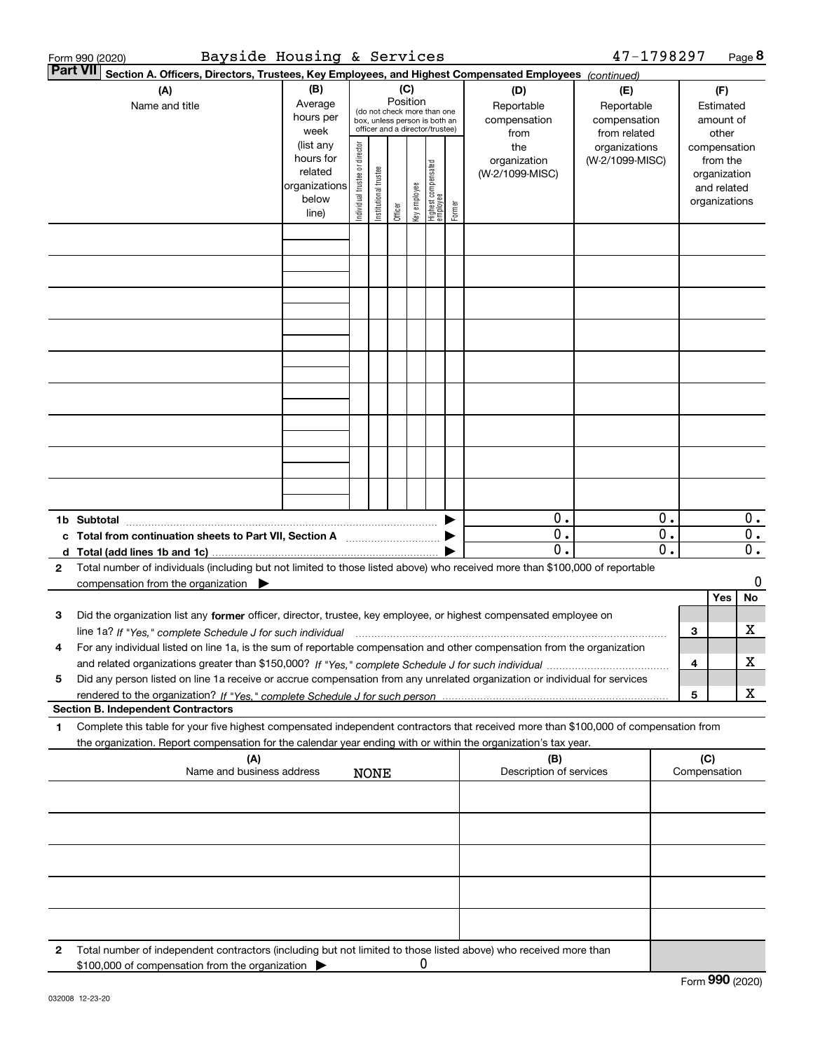Form 990 (2020) Bayside Housing & Services 47-1798297 Page **8**

**Part VII** Section A. Officers, Directors, Trustees, Key Employees, and Highest Compensated Employees *(continued)*

| (A) Name and title | (B) Average hours per week (list any hours for related organizations below line) | (C) Position (do not check more than one box, unless person is both an officer and a director/trustee) Individual trustee or director | Institutional trustee | Officer | Key employee | Highest compensated employee | Former | (D) Reportable compensation from the organization (W-2/1099-MISC) | (E) Reportable compensation from related organizations (W-2/1099-MISC) | (F) Estimated amount of other compensation from the organization and related organizations |
|---|---|---|---|---|---|---|---|---|---|---|
| | | | | | | | | | | |
| | | | | | | | | | | |
| | | | | | | | | | | |
| | | | | | | | | | | |
| | | | | | | | | | | |
| | | | | | | | | | | |
| | | | | | | | | | | |
| | | | | | | | | | | |
| | | | | | | | | | | |
| **1b Subtotal** | | | | | | | | 0. | 0. | 0. |
| **c Total from continuation sheets to Part VII, Section A** | | | | | | | | 0. | 0. | 0. |
| **d Total (add lines 1b and 1c)** | | | | | | | | 0. | 0. | 0. |

**2** Total number of individuals (including but not limited to those listed above) who received more than $100,000 of reportable compensation from the organization ▶ 0

| | | Yes | No |
|---|---|---|---|
| **3** Did the organization list any **former** officer, director, trustee, key employee, or highest compensated employee on line 1a? *If "Yes," complete Schedule J for such individual* | 3 | | X |
| **4** For any individual listed on line 1a, is the sum of reportable compensation and other compensation from the organization and related organizations greater than $150,000? *If "Yes," complete Schedule J for such individual* | 4 | | X |
| **5** Did any person listed on line 1a receive or accrue compensation from any unrelated organization or individual for services rendered to the organization? *If "Yes," complete Schedule J for such person* | 5 | | X |

**Section B. Independent Contractors**

**1** Complete this table for your five highest compensated independent contractors that received more than $100,000 of compensation from the organization. Report compensation for the calendar year ending with or within the organization's tax year.

| (A) Name and business address | (B) Description of services | (C) Compensation |
|---|---|---|
| NONE | | |
| | | |
| | | |
| | | |
| | | |

**2** Total number of independent contractors (including but not limited to those listed above) who received more than $100,000 of compensation from the organization ▶ 0

Form **990** (2020)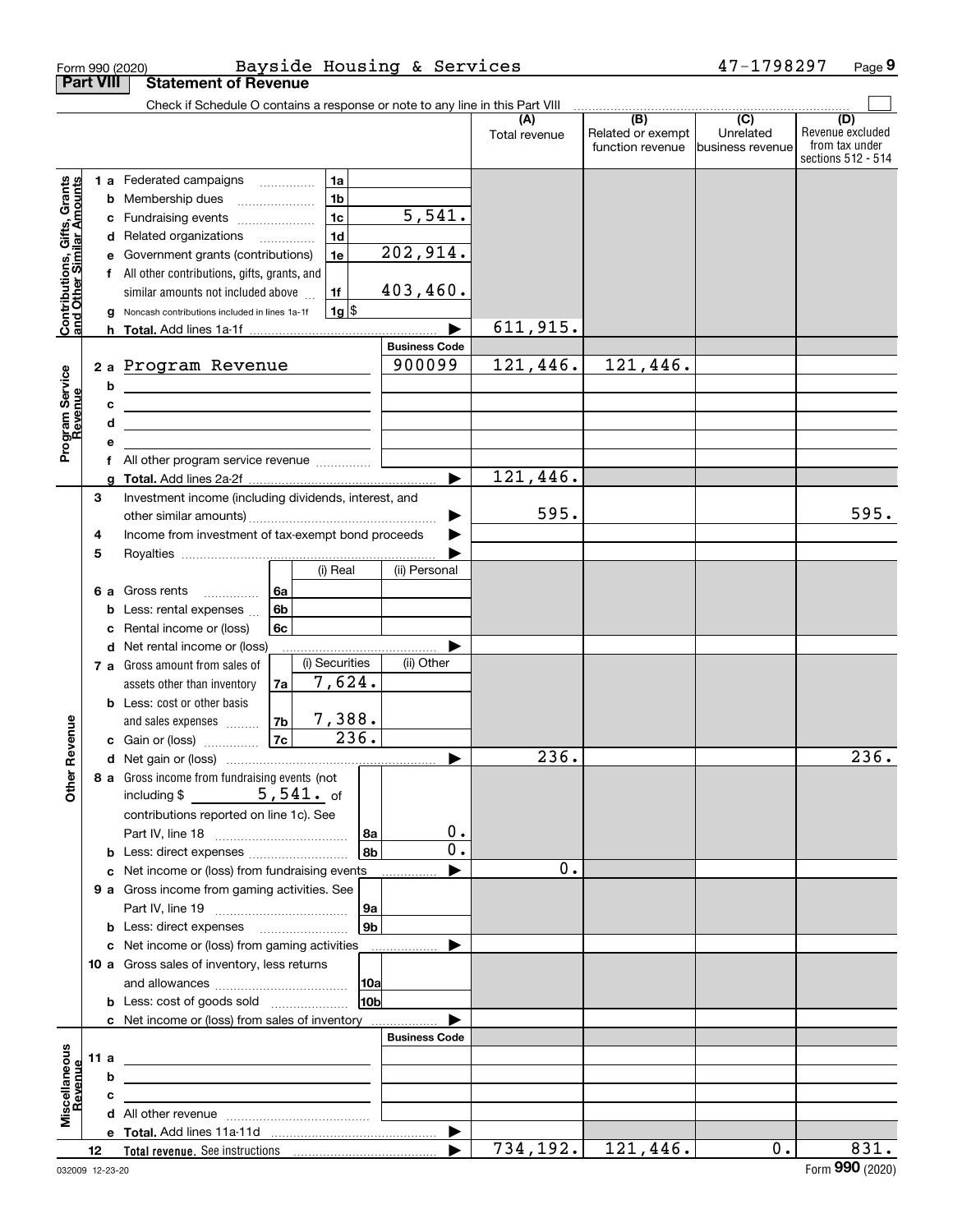Form 990 (2020) Bayside Housing & Services 47-1798297 Page 9

## Part VIII Statement of Revenue

Check if Schedule O contains a response or note to any line in this Part VIII

| | | | | (A) Total revenue | (B) Related or exempt function revenue | (C) Unrelated business revenue | (D) Revenue excluded from tax under sections 512 - 514 |
|---|---|---|---|---|---|---|---|
| **Contributions, Gifts, Grants and Other Similar Amounts** | 1 a Federated campaigns | 1a | | | | | |
| | b Membership dues | 1b | | | | | |
| | c Fundraising events | 1c | 5,541. | | | | |
| | d Related organizations | 1d | | | | | |
| | e Government grants (contributions) | 1e | 202,914. | | | | |
| | f All other contributions, gifts, grants, and similar amounts not included above | 1f | 403,460. | | | | |
| | g Noncash contributions included in lines 1a-1f | 1g | $ | | | | |
| | h **Total.** Add lines 1a-1f | | ▶ | 611,915. | | | |
| | | | **Business Code** | | | | |
| **Program Service Revenue** | 2 a Program Revenue | | 900099 | 121,446. | 121,446. | | |
| | b | | | | | | |
| | c | | | | | | |
| | d | | | | | | |
| | e | | | | | | |
| | f All other program service revenue | | | | | | |
| | g **Total.** Add lines 2a-2f | | ▶ | 121,446. | | | |
| **Other Revenue** | 3 Investment income (including dividends, interest, and other similar amounts) | | ▶ | 595. | | | 595. |
| | 4 Income from investment of tax-exempt bond proceeds | | ▶ | | | | |
| | 5 Royalties | | ▶ | | | | |
| | | (i) Real | (ii) Personal | | | | |
| | 6 a Gross rents 6a | | | | | | |
| | b Less: rental expenses 6b | | | | | | |
| | c Rental income or (loss) 6c | | | | | | |
| | d Net rental income or (loss) | | ▶ | | | | |
| | | (i) Securities | (ii) Other | | | | |
| | 7 a Gross amount from sales of assets other than inventory 7a | 7,624. | | | | | |
| | b Less: cost or other basis and sales expenses 7b | 7,388. | | | | | |
| | c Gain or (loss) 7c | 236. | | | | | |
| | d Net gain or (loss) | | ▶ | 236. | | | 236. |
| | 8 a Gross income from fundraising events (not including $ 5,541. of contributions reported on line 1c). See Part IV, line 18 | 8a | 0. | | | | |
| | b Less: direct expenses | 8b | 0. | | | | |
| | c Net income or (loss) from fundraising events | | ▶ | 0. | | | |
| | 9 a Gross income from gaming activities. See Part IV, line 19 | 9a | | | | | |
| | b Less: direct expenses | 9b | | | | | |
| | c Net income or (loss) from gaming activities | | ▶ | | | | |
| | 10 a Gross sales of inventory, less returns and allowances | 10a | | | | | |
| | b Less: cost of goods sold | 10b | | | | | |
| | c Net income or (loss) from sales of inventory | | ▶ | | | | |
| | | | **Business Code** | | | | |
| **Miscellaneous Revenue** | 11 a | | | | | | |
| | b | | | | | | |
| | c | | | | | | |
| | d All other revenue | | | | | | |
| | e **Total.** Add lines 11a-11d | | ▶ | | | | |
| | 12 **Total revenue.** See instructions | | ▶ | 734,192. | 121,446. | 0. | 831. |

032009 12-23-20 Form **990** (2020)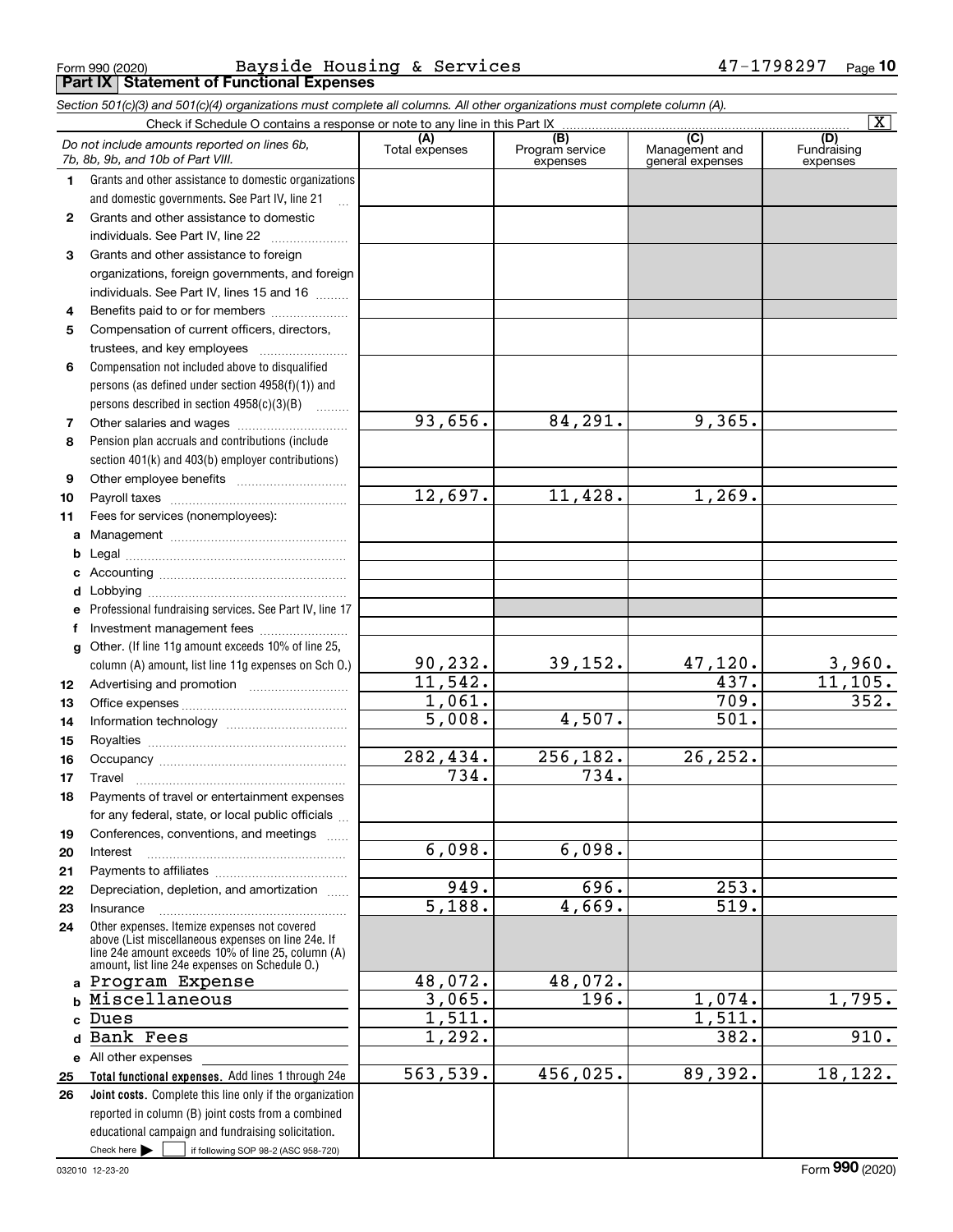Form 990 (2020) Bayside Housing & Services 47-1798297

## Part IX Statement of Functional Expenses

*Section 501(c)(3) and 501(c)(4) organizations must complete all columns. All other organizations must complete column (A).*

Check if Schedule O contains a response or note to any line in this Part IX [X]

| | *Do not include amounts reported on lines 6b, 7b, 8b, 9b, and 10b of Part VIII.* | (A) Total expenses | (B) Program service expenses | (C) Management and general expenses | (D) Fundraising expenses |
|---|---|---|---|---|---|
| 1 | Grants and other assistance to domestic organizations and domestic governments. See Part IV, line 21 | | | | |
| 2 | Grants and other assistance to domestic individuals. See Part IV, line 22 | | | | |
| 3 | Grants and other assistance to foreign organizations, foreign governments, and foreign individuals. See Part IV, lines 15 and 16 | | | | |
| 4 | Benefits paid to or for members | | | | |
| 5 | Compensation of current officers, directors, trustees, and key employees | | | | |
| 6 | Compensation not included above to disqualified persons (as defined under section 4958(f)(1)) and persons described in section 4958(c)(3)(B) | | | | |
| 7 | Other salaries and wages | 93,656. | 84,291. | 9,365. | |
| 8 | Pension plan accruals and contributions (include section 401(k) and 403(b) employer contributions) | | | | |
| 9 | Other employee benefits | | | | |
| 10 | Payroll taxes | 12,697. | 11,428. | 1,269. | |
| 11 | Fees for services (nonemployees): | | | | |
| a | Management | | | | |
| b | Legal | | | | |
| c | Accounting | | | | |
| d | Lobbying | | | | |
| e | Professional fundraising services. See Part IV, line 17 | | | | |
| f | Investment management fees | | | | |
| g | Other. (If line 11g amount exceeds 10% of line 25, column (A) amount, list line 11g expenses on Sch O.) | 90,232. | 39,152. | 47,120. | 3,960. |
| 12 | Advertising and promotion | 11,542. | | 437. | 11,105. |
| 13 | Office expenses | 1,061. | | 709. | 352. |
| 14 | Information technology | 5,008. | 4,507. | 501. | |
| 15 | Royalties | | | | |
| 16 | Occupancy | 282,434. | 256,182. | 26,252. | |
| 17 | Travel | 734. | 734. | | |
| 18 | Payments of travel or entertainment expenses for any federal, state, or local public officials | | | | |
| 19 | Conferences, conventions, and meetings | | | | |
| 20 | Interest | 6,098. | 6,098. | | |
| 21 | Payments to affiliates | | | | |
| 22 | Depreciation, depletion, and amortization | 949. | 696. | 253. | |
| 23 | Insurance | 5,188. | 4,669. | 519. | |
| 24 | Other expenses. Itemize expenses not covered above (List miscellaneous expenses on line 24e. If line 24e amount exceeds 10% of line 25, column (A) amount, list line 24e expenses on Schedule O.) | | | | |
| a | Program Expense | 48,072. | 48,072. | | |
| b | Miscellaneous | 3,065. | 196. | 1,074. | 1,795. |
| c | Dues | 1,511. | | 1,511. | |
| d | Bank Fees | 1,292. | | 382. | 910. |
| e | All other expenses | | | | |
| 25 | **Total functional expenses.** Add lines 1 through 24e | 563,539. | 456,025. | 89,392. | 18,122. |
| 26 | **Joint costs.** Complete this line only if the organization reported in column (B) joint costs from a combined educational campaign and fundraising solicitation. Check here [ ] if following SOP 98-2 (ASC 958-720) | | | | |

032010 12-23-20

Form **990** (2020)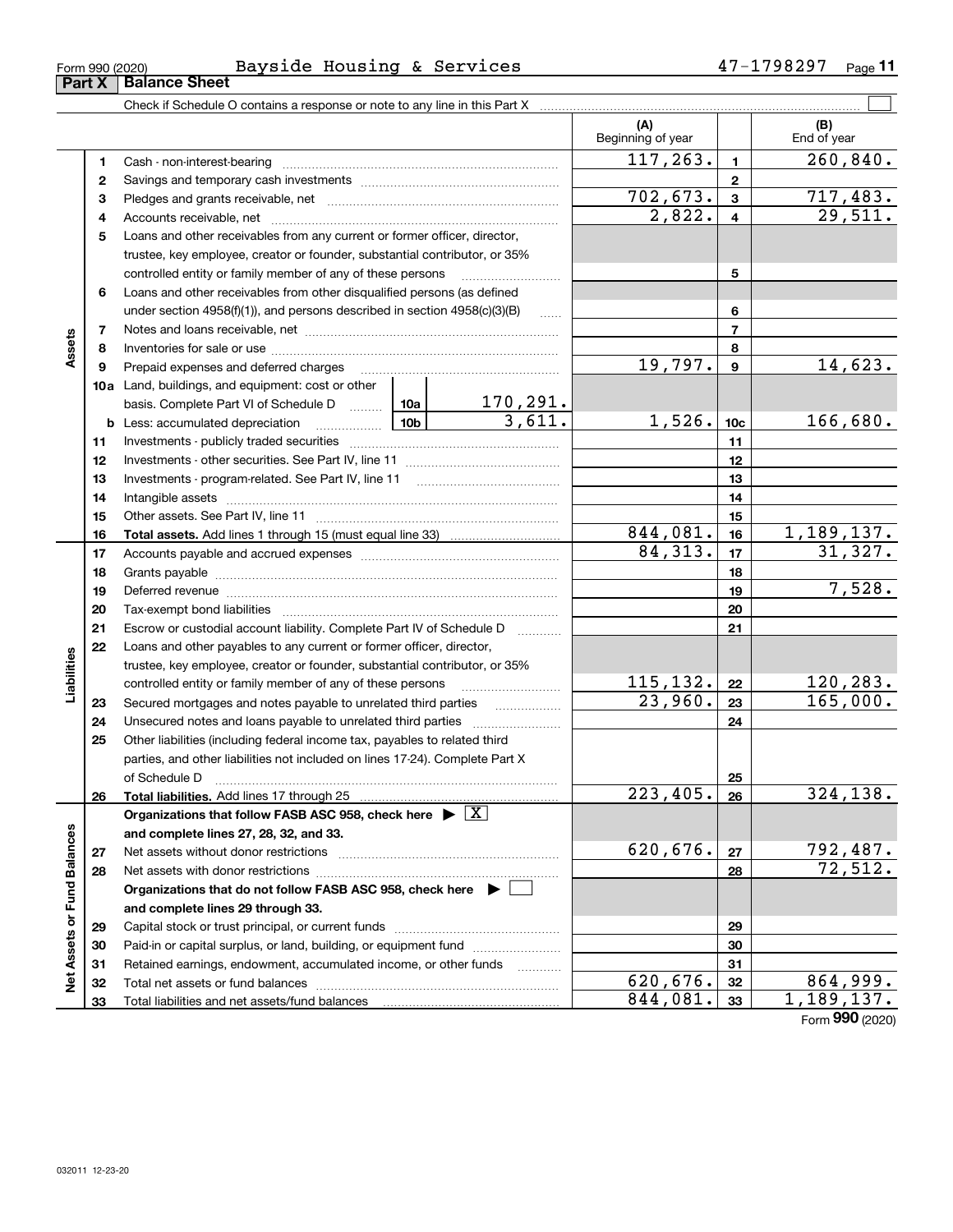Form 990 (2020) Bayside Housing & Services 47-1798297

## Part X Balance Sheet

Check if Schedule O contains a response or note to any line in this Part X ☐

| | | | | (A) Beginning of year | | (B) End of year |
|---|---|---|---|---|---|---|
| **Assets** | 1 | Cash - non-interest-bearing | | 117,263. | 1 | 260,840. |
| | 2 | Savings and temporary cash investments | | | 2 | |
| | 3 | Pledges and grants receivable, net | | 702,673. | 3 | 717,483. |
| | 4 | Accounts receivable, net | | 2,822. | 4 | 29,511. |
| | 5 | Loans and other receivables from any current or former officer, director, trustee, key employee, creator or founder, substantial contributor, or 35% controlled entity or family member of any of these persons | | | 5 | |
| | 6 | Loans and other receivables from other disqualified persons (as defined under section 4958(f)(1)), and persons described in section 4958(c)(3)(B) | | | 6 | |
| | 7 | Notes and loans receivable, net | | | 7 | |
| | 8 | Inventories for sale or use | | | 8 | |
| | 9 | Prepaid expenses and deferred charges | | 19,797. | 9 | 14,623. |
| | 10a | Land, buildings, and equipment: cost or other basis. Complete Part VI of Schedule D | 10a 170,291. | | | |
| | b | Less: accumulated depreciation | 10b 3,611. | 1,526. | 10c | 166,680. |
| | 11 | Investments - publicly traded securities | | | 11 | |
| | 12 | Investments - other securities. See Part IV, line 11 | | | 12 | |
| | 13 | Investments - program-related. See Part IV, line 11 | | | 13 | |
| | 14 | Intangible assets | | | 14 | |
| | 15 | Other assets. See Part IV, line 11 | | | 15 | |
| | 16 | **Total assets.** Add lines 1 through 15 (must equal line 33) | | 844,081. | 16 | 1,189,137. |
| **Liabilities** | 17 | Accounts payable and accrued expenses | | 84,313. | 17 | 31,327. |
| | 18 | Grants payable | | | 18 | |
| | 19 | Deferred revenue | | | 19 | 7,528. |
| | 20 | Tax-exempt bond liabilities | | | 20 | |
| | 21 | Escrow or custodial account liability. Complete Part IV of Schedule D | | | 21 | |
| | 22 | Loans and other payables to any current or former officer, director, trustee, key employee, creator or founder, substantial contributor, or 35% controlled entity or family member of any of these persons | | 115,132. | 22 | 120,283. |
| | 23 | Secured mortgages and notes payable to unrelated third parties | | 23,960. | 23 | 165,000. |
| | 24 | Unsecured notes and loans payable to unrelated third parties | | | 24 | |
| | 25 | Other liabilities (including federal income tax, payables to related third parties, and other liabilities not included on lines 17-24). Complete Part X of Schedule D | | | 25 | |
| | 26 | **Total liabilities.** Add lines 17 through 25 | | 223,405. | 26 | 324,138. |
| **Net Assets or Fund Balances** | | **Organizations that follow FASB ASC 958, check here ▶ ☒ and complete lines 27, 28, 32, and 33.** | | | | |
| | 27 | Net assets without donor restrictions | | 620,676. | 27 | 792,487. |
| | 28 | Net assets with donor restrictions | | | 28 | 72,512. |
| | | **Organizations that do not follow FASB ASC 958, check here ▶ ☐ and complete lines 29 through 33.** | | | | |
| | 29 | Capital stock or trust principal, or current funds | | | 29 | |
| | 30 | Paid-in or capital surplus, or land, building, or equipment fund | | | 30 | |
| | 31 | Retained earnings, endowment, accumulated income, or other funds | | | 31 | |
| | 32 | Total net assets or fund balances | | 620,676. | 32 | 864,999. |
| | 33 | Total liabilities and net assets/fund balances | | 844,081. | 33 | 1,189,137. |

Form **990** (2020)

032011 12-23-20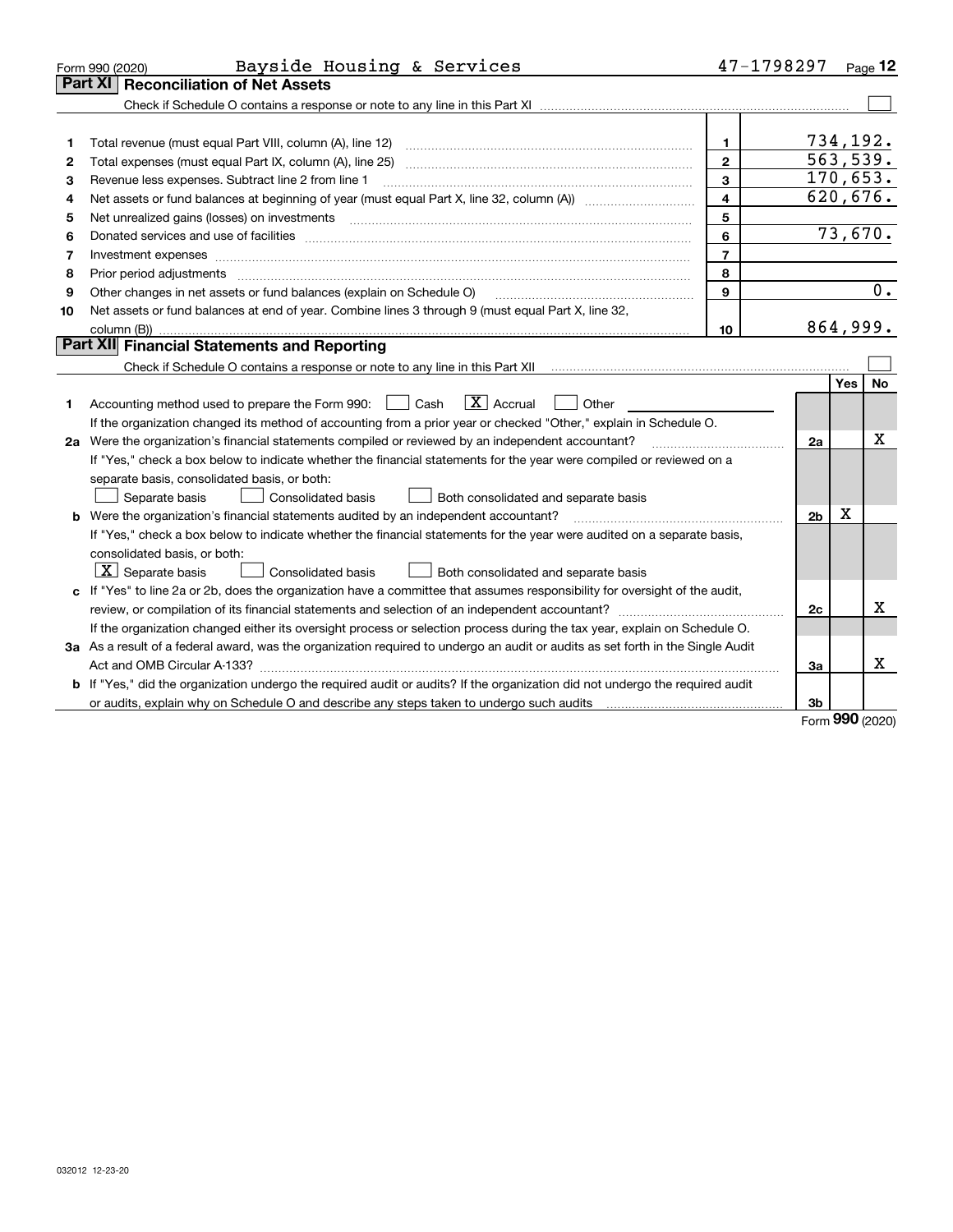Form 990 (2020) Bayside Housing & Services 47-1798297 Page 12

## Part XI Reconciliation of Net Assets

Check if Schedule O contains a response or note to any line in this Part XI ☐

| | | | |
|---|---|---|---|
| 1 | Total revenue (must equal Part VIII, column (A), line 12) | 1 | 734,192. |
| 2 | Total expenses (must equal Part IX, column (A), line 25) | 2 | 563,539. |
| 3 | Revenue less expenses. Subtract line 2 from line 1 | 3 | 170,653. |
| 4 | Net assets or fund balances at beginning of year (must equal Part X, line 32, column (A)) | 4 | 620,676. |
| 5 | Net unrealized gains (losses) on investments | 5 | |
| 6 | Donated services and use of facilities | 6 | 73,670. |
| 7 | Investment expenses | 7 | |
| 8 | Prior period adjustments | 8 | |
| 9 | Other changes in net assets or fund balances (explain on Schedule O) | 9 | 0. |
| 10 | Net assets or fund balances at end of year. Combine lines 3 through 9 (must equal Part X, line 32, column (B)) | 10 | 864,999. |

## Part XII Financial Statements and Reporting

Check if Schedule O contains a response or note to any line in this Part XII ☐

| | | | Yes | No |
|---|---|---|---|---|
| 1 | Accounting method used to prepare the Form 990: ☐ Cash ☒ Accrual ☐ Other<br>If the organization changed its method of accounting from a prior year or checked "Other," explain in Schedule O. | | | |
| 2a | Were the organization's financial statements compiled or reviewed by an independent accountant?<br>If "Yes," check a box below to indicate whether the financial statements for the year were compiled or reviewed on a separate basis, consolidated basis, or both:<br>☐ Separate basis ☐ Consolidated basis ☐ Both consolidated and separate basis | 2a | | X |
| b | Were the organization's financial statements audited by an independent accountant?<br>If "Yes," check a box below to indicate whether the financial statements for the year were audited on a separate basis, consolidated basis, or both:<br>☒ Separate basis ☐ Consolidated basis ☐ Both consolidated and separate basis | 2b | X | |
| c | If "Yes" to line 2a or 2b, does the organization have a committee that assumes responsibility for oversight of the audit, review, or compilation of its financial statements and selection of an independent accountant?<br>If the organization changed either its oversight process or selection process during the tax year, explain on Schedule O. | 2c | | X |
| 3a | As a result of a federal award, was the organization required to undergo an audit or audits as set forth in the Single Audit Act and OMB Circular A-133? | 3a | | X |
| b | If "Yes," did the organization undergo the required audit or audits? If the organization did not undergo the required audit or audits, explain why on Schedule O and describe any steps taken to undergo such audits | 3b | | |

Form **990** (2020)

032012 12-23-20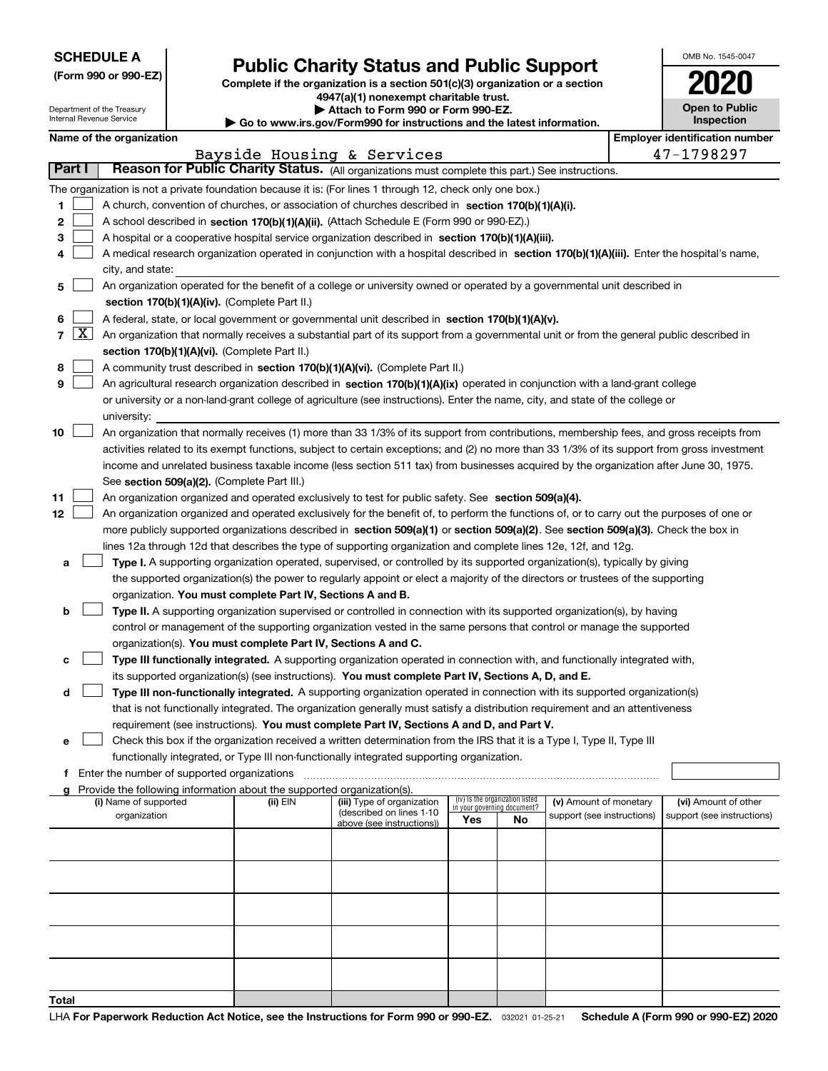**SCHEDULE A**
**(Form 990 or 990-EZ)**

Department of the Treasury
Internal Revenue Service

# Public Charity Status and Public Support

**Complete if the organization is a section 501(c)(3) organization or a section 4947(a)(1) nonexempt charitable trust.**
**▶ Attach to Form 990 or Form 990-EZ.**
**▶ Go to www.irs.gov/Form990 for instructions and the latest information.**

OMB No. 1545-0047

**2020**

**Open to Public Inspection**

**Name of the organization**: Bayside Housing & Services
**Employer identification number**: 47-1798297

## Part I Reason for Public Charity Status. (All organizations must complete this part.) See instructions.

The organization is not a private foundation because it is: (For lines 1 through 12, check only one box.)

1. [ ] A church, convention of churches, or association of churches described in **section 170(b)(1)(A)(i).**
2. [ ] A school described in **section 170(b)(1)(A)(ii).** (Attach Schedule E (Form 990 or 990-EZ).)
3. [ ] A hospital or a cooperative hospital service organization described in **section 170(b)(1)(A)(iii).**
4. [ ] A medical research organization operated in conjunction with a hospital described in **section 170(b)(1)(A)(iii).** Enter the hospital's name, city, and state:
5. [ ] An organization operated for the benefit of a college or university owned or operated by a governmental unit described in **section 170(b)(1)(A)(iv).** (Complete Part II.)
6. [ ] A federal, state, or local government or governmental unit described in **section 170(b)(1)(A)(v).**
7. [X] An organization that normally receives a substantial part of its support from a governmental unit or from the general public described in **section 170(b)(1)(A)(vi).** (Complete Part II.)
8. [ ] A community trust described in **section 170(b)(1)(A)(vi).** (Complete Part II.)
9. [ ] An agricultural research organization described in **section 170(b)(1)(A)(ix)** operated in conjunction with a land-grant college or university or a non-land-grant college of agriculture (see instructions). Enter the name, city, and state of the college or university:
10. [ ] An organization that normally receives (1) more than 33 1/3% of its support from contributions, membership fees, and gross receipts from activities related to its exempt functions, subject to certain exceptions; and (2) no more than 33 1/3% of its support from gross investment income and unrelated business taxable income (less section 511 tax) from businesses acquired by the organization after June 30, 1975. See **section 509(a)(2).** (Complete Part III.)
11. [ ] An organization organized and operated exclusively to test for public safety. See **section 509(a)(4).**
12. [ ] An organization organized and operated exclusively for the benefit of, to perform the functions of, or to carry out the purposes of one or more publicly supported organizations described in **section 509(a)(1)** or **section 509(a)(2)**. See **section 509(a)(3).** Check the box in lines 12a through 12d that describes the type of supporting organization and complete lines 12e, 12f, and 12g.
   - **a** [ ] **Type I.** A supporting organization operated, supervised, or controlled by its supported organization(s), typically by giving the supported organization(s) the power to regularly appoint or elect a majority of the directors or trustees of the supporting organization. **You must complete Part IV, Sections A and B.**
   - **b** [ ] **Type II.** A supporting organization supervised or controlled in connection with its supported organization(s), by having control or management of the supporting organization vested in the same persons that control or manage the supported organization(s). **You must complete Part IV, Sections A and C.**
   - **c** [ ] **Type III functionally integrated.** A supporting organization operated in connection with, and functionally integrated with, its supported organization(s) (see instructions). **You must complete Part IV, Sections A, D, and E.**
   - **d** [ ] **Type III non-functionally integrated.** A supporting organization operated in connection with its supported organization(s) that is not functionally integrated. The organization generally must satisfy a distribution requirement and an attentiveness requirement (see instructions). **You must complete Part IV, Sections A and D, and Part V.**
   - **e** [ ] Check this box if the organization received a written determination from the IRS that it is a Type I, Type II, Type III functionally integrated, or Type III non-functionally integrated supporting organization.
   - **f** Enter the number of supported organizations
   - **g** Provide the following information about the supported organization(s).

| (i) Name of supported organization | (ii) EIN | (iii) Type of organization (described on lines 1-10 above (see instructions)) | (iv) Is the organization listed in your governing document? Yes | No | (v) Amount of monetary support (see instructions) | (vi) Amount of other support (see instructions) |
|---|---|---|---|---|---|---|
| | | | | | | |
| | | | | | | |
| | | | | | | |
| | | | | | | |
| | | | | | | |
| **Total** | | | | | | |

LHA **For Paperwork Reduction Act Notice, see the Instructions for Form 990 or 990-EZ.** 032021 01-25-21 **Schedule A (Form 990 or 990-EZ) 2020**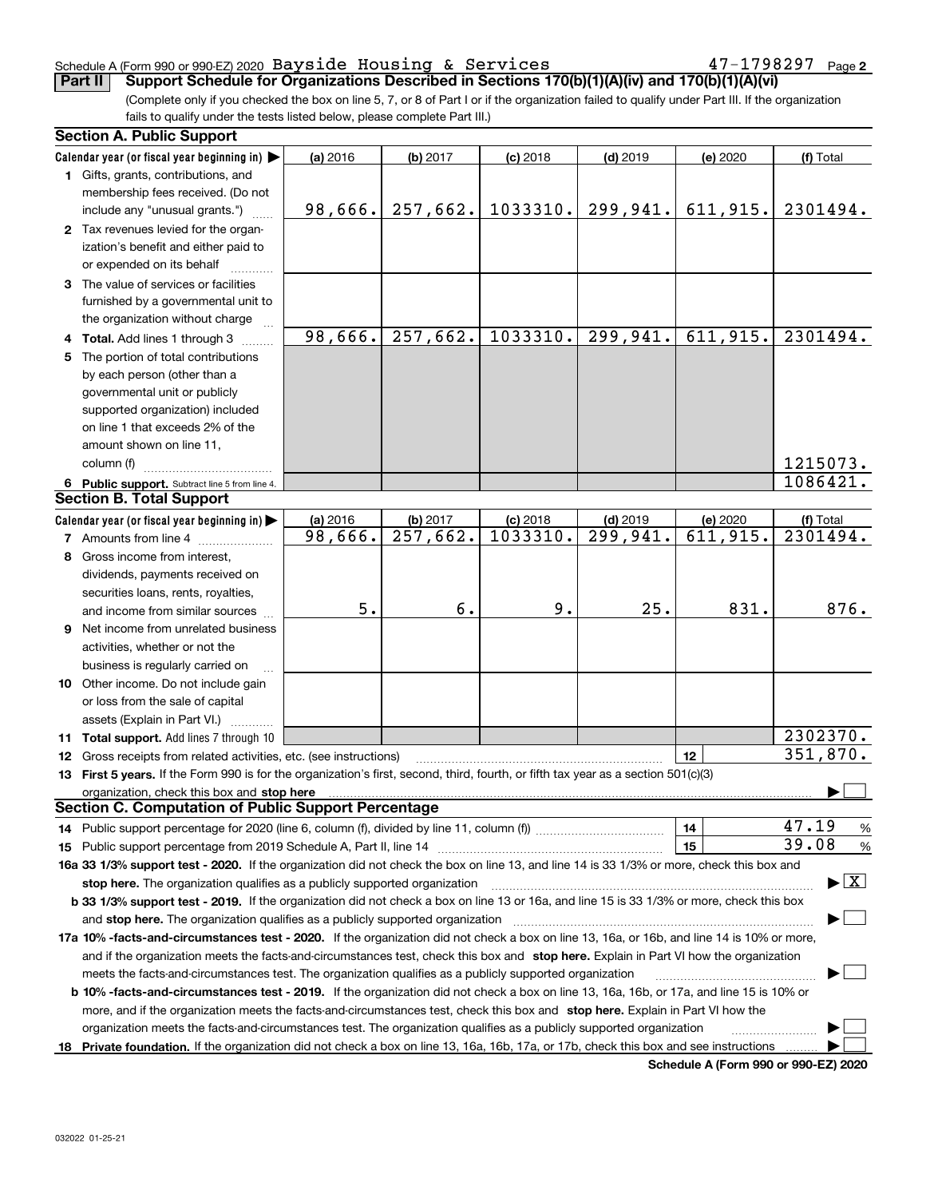Schedule A (Form 990 or 990-EZ) 2020 Bayside Housing & Services 47-1798297 Page 2

**Part II Support Schedule for Organizations Described in Sections 170(b)(1)(A)(iv) and 170(b)(1)(A)(vi)**

(Complete only if you checked the box on line 5, 7, or 8 of Part I or if the organization failed to qualify under Part III. If the organization fails to qualify under the tests listed below, please complete Part III.)

## Section A. Public Support

| Calendar year (or fiscal year beginning in) ▶ | (a) 2016 | (b) 2017 | (c) 2018 | (d) 2019 | (e) 2020 | (f) Total |
|---|---|---|---|---|---|---|
| 1 Gifts, grants, contributions, and membership fees received. (Do not include any "unusual grants.") | 98,666. | 257,662. | 1033310. | 299,941. | 611,915. | 2301494. |
| 2 Tax revenues levied for the organization's benefit and either paid to or expended on its behalf | | | | | | |
| 3 The value of services or facilities furnished by a governmental unit to the organization without charge | | | | | | |
| 4 **Total.** Add lines 1 through 3 | 98,666. | 257,662. | 1033310. | 299,941. | 611,915. | 2301494. |
| 5 The portion of total contributions by each person (other than a governmental unit or publicly supported organization) included on line 1 that exceeds 2% of the amount shown on line 11, column (f) | | | | | | 1215073. |
| 6 **Public support.** Subtract line 5 from line 4. | | | | | | 1086421. |

## Section B. Total Support

| Calendar year (or fiscal year beginning in) ▶ | (a) 2016 | (b) 2017 | (c) 2018 | (d) 2019 | (e) 2020 | (f) Total |
|---|---|---|---|---|---|---|
| 7 Amounts from line 4 | 98,666. | 257,662. | 1033310. | 299,941. | 611,915. | 2301494. |
| 8 Gross income from interest, dividends, payments received on securities loans, rents, royalties, and income from similar sources | 5. | 6. | 9. | 25. | 831. | 876. |
| 9 Net income from unrelated business activities, whether or not the business is regularly carried on | | | | | | |
| 10 Other income. Do not include gain or loss from the sale of capital assets (Explain in Part VI.) | | | | | | |
| 11 **Total support.** Add lines 7 through 10 | | | | | | 2302370. |

12 Gross receipts from related activities, etc. (see instructions) | 12 | 351,870.

13 **First 5 years.** If the Form 990 is for the organization's first, second, third, fourth, or fifth tax year as a section 501(c)(3) organization, check this box and **stop here** ▶ ☐

## Section C. Computation of Public Support Percentage

14 Public support percentage for 2020 (line 6, column (f), divided by line 11, column (f)) | 14 | 47.19 %

15 Public support percentage from 2019 Schedule A, Part II, line 14 | 15 | 39.08 %

**16a 33 1/3% support test - 2020.** If the organization did not check the box on line 13, and line 14 is 33 1/3% or more, check this box and **stop here.** The organization qualifies as a publicly supported organization ▶ ☒

**b 33 1/3% support test - 2019.** If the organization did not check a box on line 13 or 16a, and line 15 is 33 1/3% or more, check this box and **stop here.** The organization qualifies as a publicly supported organization ▶ ☐

**17a 10% -facts-and-circumstances test - 2020.** If the organization did not check a box on line 13, 16a, or 16b, and line 14 is 10% or more, and if the organization meets the facts-and-circumstances test, check this box and **stop here.** Explain in Part VI how the organization meets the facts-and-circumstances test. The organization qualifies as a publicly supported organization ▶ ☐

**b 10% -facts-and-circumstances test - 2019.** If the organization did not check a box on line 13, 16a, 16b, or 17a, and line 15 is 10% or more, and if the organization meets the facts-and-circumstances test, check this box and **stop here.** Explain in Part VI how the organization meets the facts-and-circumstances test. The organization qualifies as a publicly supported organization ▶ ☐

**18 Private foundation.** If the organization did not check a box on line 13, 16a, 16b, 17a, or 17b, check this box and see instructions ▶ ☐

**Schedule A (Form 990 or 990-EZ) 2020**

032022 01-25-21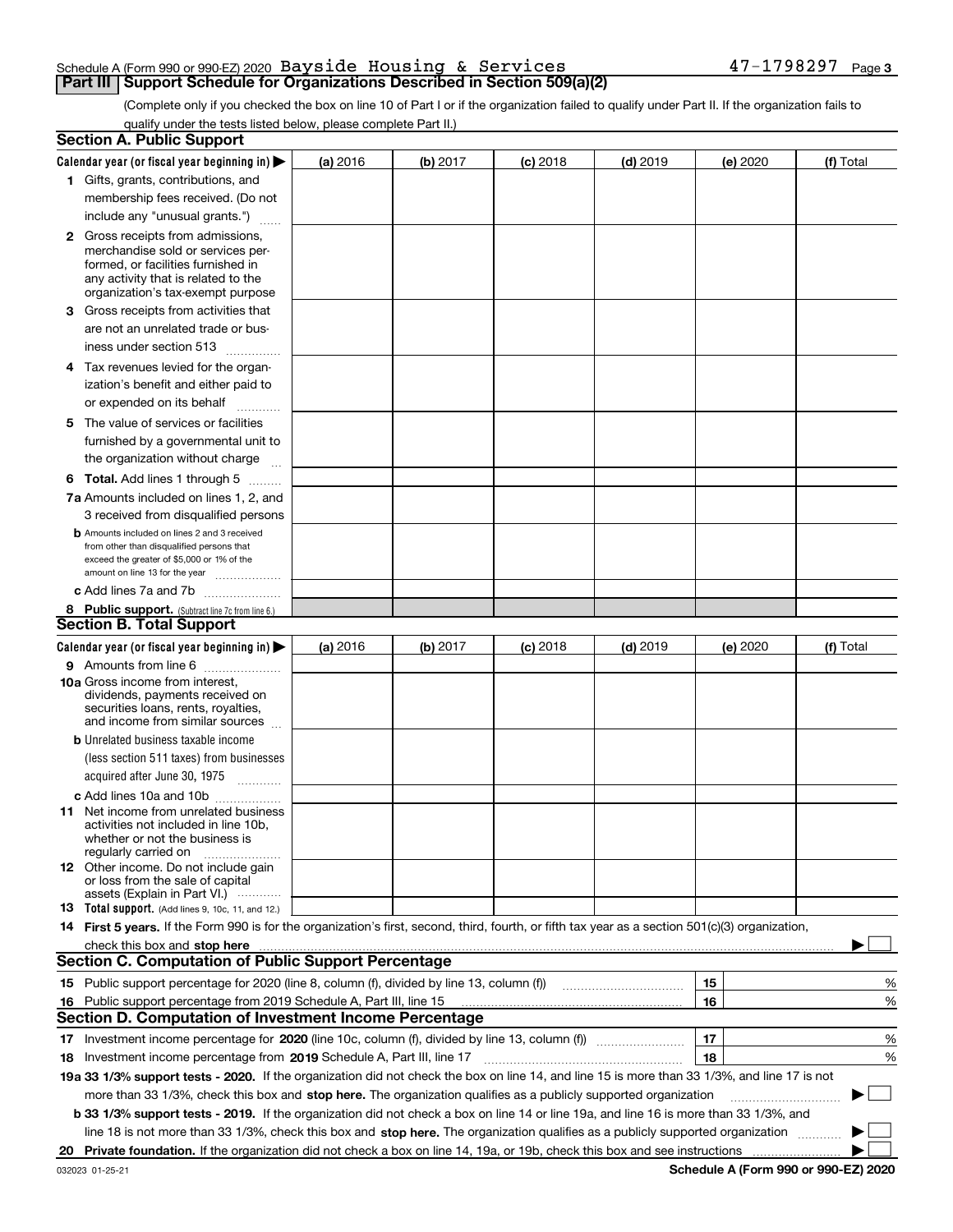Schedule A (Form 990 or 990-EZ) 2020 Bayside Housing & Services 47-1798297 Page 3

## Part III Support Schedule for Organizations Described in Section 509(a)(2)

(Complete only if you checked the box on line 10 of Part I or if the organization failed to qualify under Part II. If the organization fails to qualify under the tests listed below, please complete Part II.)

### Section A. Public Support

| Calendar year (or fiscal year beginning in) ▶ | (a) 2016 | (b) 2017 | (c) 2018 | (d) 2019 | (e) 2020 | (f) Total |
|---|---|---|---|---|---|---|
| **1** Gifts, grants, contributions, and membership fees received. (Do not include any "unusual grants.") | | | | | | |
| **2** Gross receipts from admissions, merchandise sold or services performed, or facilities furnished in any activity that is related to the organization's tax-exempt purpose | | | | | | |
| **3** Gross receipts from activities that are not an unrelated trade or business under section 513 | | | | | | |
| **4** Tax revenues levied for the organization's benefit and either paid to or expended on its behalf | | | | | | |
| **5** The value of services or facilities furnished by a governmental unit to the organization without charge | | | | | | |
| **6 Total.** Add lines 1 through 5 | | | | | | |
| **7a** Amounts included on lines 1, 2, and 3 received from disqualified persons | | | | | | |
| **b** Amounts included on lines 2 and 3 received from other than disqualified persons that exceed the greater of $5,000 or 1% of the amount on line 13 for the year | | | | | | |
| **c** Add lines 7a and 7b | | | | | | |
| **8 Public support.** (Subtract line 7c from line 6.) | | | | | | |

### Section B. Total Support

| Calendar year (or fiscal year beginning in) ▶ | (a) 2016 | (b) 2017 | (c) 2018 | (d) 2019 | (e) 2020 | (f) Total |
|---|---|---|---|---|---|---|
| **9** Amounts from line 6 | | | | | | |
| **10a** Gross income from interest, dividends, payments received on securities loans, rents, royalties, and income from similar sources | | | | | | |
| **b** Unrelated business taxable income (less section 511 taxes) from businesses acquired after June 30, 1975 | | | | | | |
| **c** Add lines 10a and 10b | | | | | | |
| **11** Net income from unrelated business activities not included in line 10b, whether or not the business is regularly carried on | | | | | | |
| **12** Other income. Do not include gain or loss from the sale of capital assets (Explain in Part VI.) | | | | | | |
| **13 Total support.** (Add lines 9, 10c, 11, and 12.) | | | | | | |

**14 First 5 years.** If the Form 990 is for the organization's first, second, third, fourth, or fifth tax year as a section 501(c)(3) organization, check this box and **stop here** ▶ ☐

### Section C. Computation of Public Support Percentage

| | | | |
|---|---|---|---|
| **15** | Public support percentage for 2020 (line 8, column (f), divided by line 13, column (f)) | 15 | % |
| **16** | Public support percentage from 2019 Schedule A, Part III, line 15 | 16 | % |

### Section D. Computation of Investment Income Percentage

| | | | |
|---|---|---|---|
| **17** | Investment income percentage for **2020** (line 10c, column (f), divided by line 13, column (f)) | 17 | % |
| **18** | Investment income percentage from **2019** Schedule A, Part III, line 17 | 18 | % |

**19a 33 1/3% support tests - 2020.** If the organization did not check the box on line 14, and line 15 is more than 33 1/3%, and line 17 is not more than 33 1/3%, check this box and **stop here.** The organization qualifies as a publicly supported organization ▶ ☐

**b 33 1/3% support tests - 2019.** If the organization did not check a box on line 14 or line 19a, and line 16 is more than 33 1/3%, and line 18 is not more than 33 1/3%, check this box and **stop here.** The organization qualifies as a publicly supported organization ▶ ☐

**20 Private foundation.** If the organization did not check a box on line 14, 19a, or 19b, check this box and see instructions ▶ ☐

032023 01-25-21 **Schedule A (Form 990 or 990-EZ) 2020**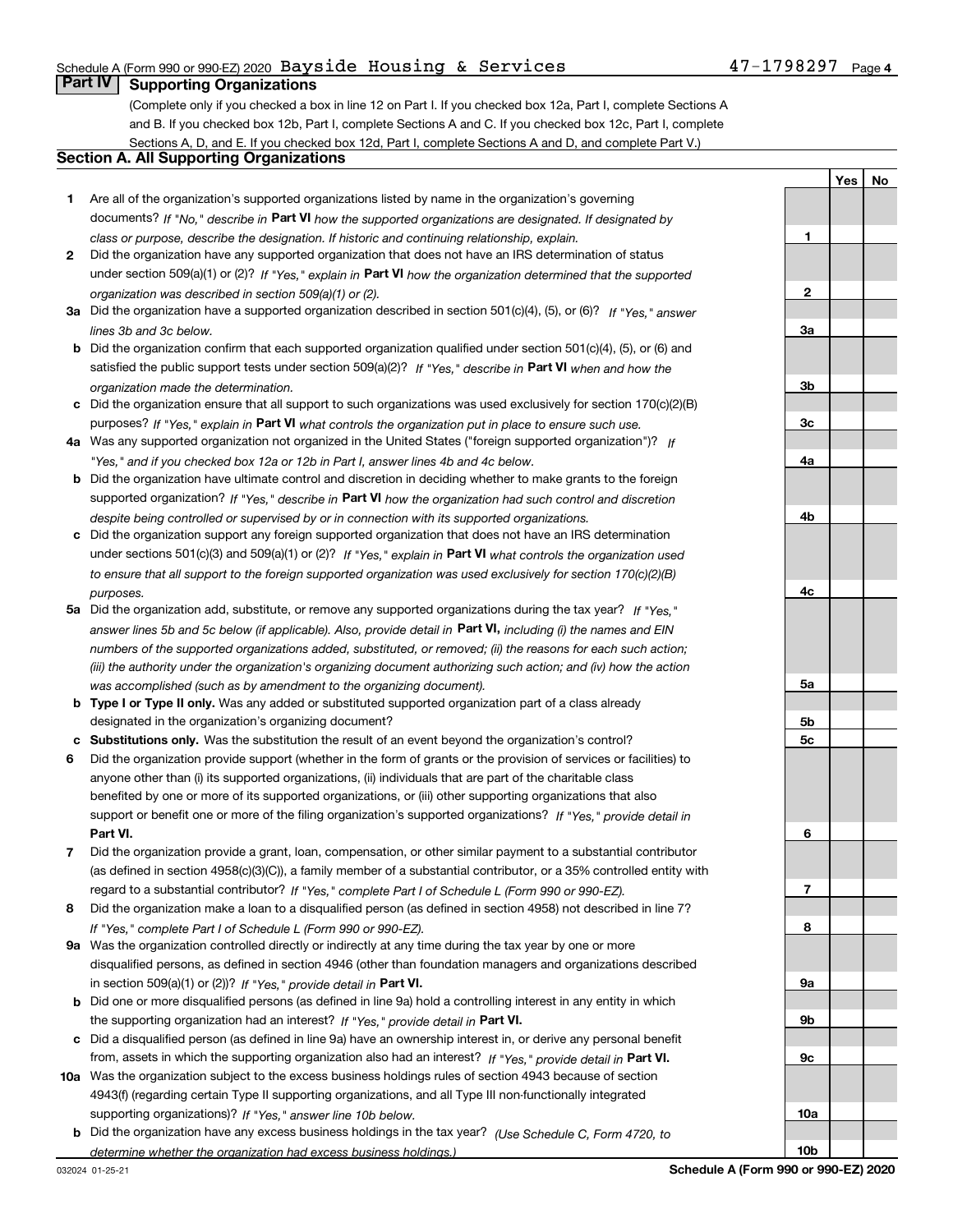Schedule A (Form 990 or 990-EZ) 2020 Bayside Housing & Services 47-1798297 Page 4

## Part IV Supporting Organizations

(Complete only if you checked a box in line 12 on Part I. If you checked box 12a, Part I, complete Sections A and B. If you checked box 12b, Part I, complete Sections A and C. If you checked box 12c, Part I, complete Sections A, D, and E. If you checked box 12d, Part I, complete Sections A and D, and complete Part V.)

### Section A. All Supporting Organizations

| | | | Yes | No |
|---|---|---|---|---|
| **1** | Are all of the organization's supported organizations listed by name in the organization's governing documents? *If "No," describe in* **Part VI** *how the supported organizations are designated. If designated by class or purpose, describe the designation. If historic and continuing relationship, explain.* | **1** | | |
| **2** | Did the organization have any supported organization that does not have an IRS determination of status under section 509(a)(1) or (2)? *If "Yes," explain in* **Part VI** *how the organization determined that the supported organization was described in section 509(a)(1) or (2).* | **2** | | |
| **3a** | Did the organization have a supported organization described in section 501(c)(4), (5), or (6)? *If "Yes," answer lines 3b and 3c below.* | **3a** | | |
| **b** | Did the organization confirm that each supported organization qualified under section 501(c)(4), (5), or (6) and satisfied the public support tests under section 509(a)(2)? *If "Yes," describe in* **Part VI** *when and how the organization made the determination.* | **3b** | | |
| **c** | Did the organization ensure that all support to such organizations was used exclusively for section 170(c)(2)(B) purposes? *If "Yes," explain in* **Part VI** *what controls the organization put in place to ensure such use.* | **3c** | | |
| **4a** | Was any supported organization not organized in the United States ("foreign supported organization")? *If "Yes," and if you checked box 12a or 12b in Part I, answer lines 4b and 4c below.* | **4a** | | |
| **b** | Did the organization have ultimate control and discretion in deciding whether to make grants to the foreign supported organization? *If "Yes," describe in* **Part VI** *how the organization had such control and discretion despite being controlled or supervised by or in connection with its supported organizations.* | **4b** | | |
| **c** | Did the organization support any foreign supported organization that does not have an IRS determination under sections 501(c)(3) and 509(a)(1) or (2)? *If "Yes," explain in* **Part VI** *what controls the organization used to ensure that all support to the foreign supported organization was used exclusively for section 170(c)(2)(B) purposes.* | **4c** | | |
| **5a** | Did the organization add, substitute, or remove any supported organizations during the tax year? *If "Yes," answer lines 5b and 5c below (if applicable). Also, provide detail in* **Part VI,** *including (i) the names and EIN numbers of the supported organizations added, substituted, or removed; (ii) the reasons for each such action; (iii) the authority under the organization's organizing document authorizing such action; and (iv) how the action was accomplished (such as by amendment to the organizing document).* | **5a** | | |
| **b** | **Type I or Type II only.** Was any added or substituted supported organization part of a class already designated in the organization's organizing document? | **5b** | | |
| **c** | **Substitutions only.** Was the substitution the result of an event beyond the organization's control? | **5c** | | |
| **6** | Did the organization provide support (whether in the form of grants or the provision of services or facilities) to anyone other than (i) its supported organizations, (ii) individuals that are part of the charitable class benefited by one or more of its supported organizations, or (iii) other supporting organizations that also support or benefit one or more of the filing organization's supported organizations? *If "Yes," provide detail in* **Part VI.** | **6** | | |
| **7** | Did the organization provide a grant, loan, compensation, or other similar payment to a substantial contributor (as defined in section 4958(c)(3)(C)), a family member of a substantial contributor, or a 35% controlled entity with regard to a substantial contributor? *If "Yes," complete Part I of Schedule L (Form 990 or 990-EZ).* | **7** | | |
| **8** | Did the organization make a loan to a disqualified person (as defined in section 4958) not described in line 7? *If "Yes," complete Part I of Schedule L (Form 990 or 990-EZ).* | **8** | | |
| **9a** | Was the organization controlled directly or indirectly at any time during the tax year by one or more disqualified persons, as defined in section 4946 (other than foundation managers and organizations described in section 509(a)(1) or (2))? *If "Yes," provide detail in* **Part VI.** | **9a** | | |
| **b** | Did one or more disqualified persons (as defined in line 9a) hold a controlling interest in any entity in which the supporting organization had an interest? *If "Yes," provide detail in* **Part VI.** | **9b** | | |
| **c** | Did a disqualified person (as defined in line 9a) have an ownership interest in, or derive any personal benefit from, assets in which the supporting organization also had an interest? *If "Yes," provide detail in* **Part VI.** | **9c** | | |
| **10a** | Was the organization subject to the excess business holdings rules of section 4943 because of section 4943(f) (regarding certain Type II supporting organizations, and all Type III non-functionally integrated supporting organizations)? *If "Yes," answer line 10b below.* | **10a** | | |
| **b** | Did the organization have any excess business holdings in the tax year? *(Use Schedule C, Form 4720, to determine whether the organization had excess business holdings.)* | **10b** | | |

032024 01-25-21 **Schedule A (Form 990 or 990-EZ) 2020**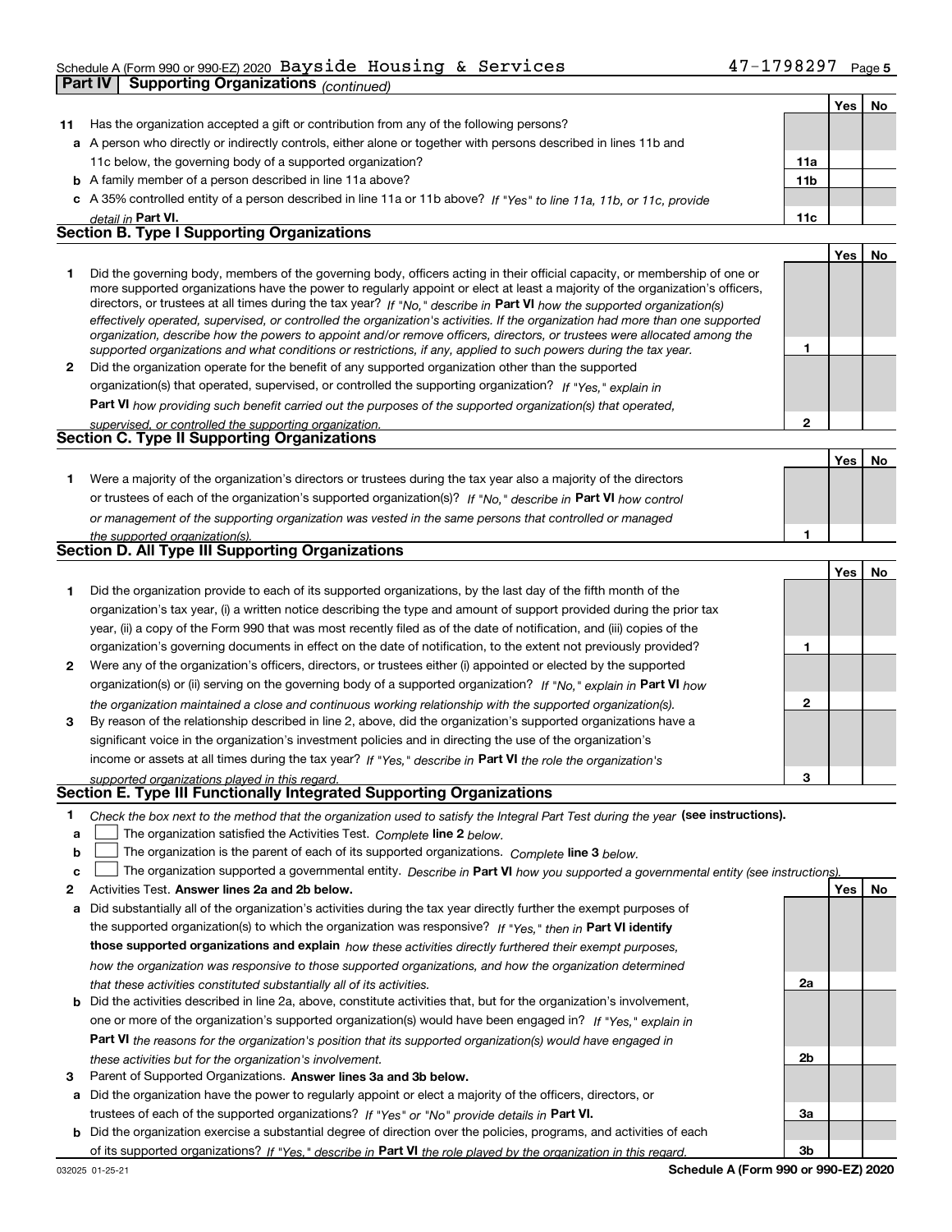Schedule A (Form 990 or 990-EZ) 2020 Bayside Housing & Services 47-1798297 Page 5

## Part IV Supporting Organizations *(continued)*

| | | | Yes | No |
|---|---|---|---|---|
| **11** | Has the organization accepted a gift or contribution from any of the following persons? | | | |
| **a** | A person who directly or indirectly controls, either alone or together with persons described in lines 11b and 11c below, the governing body of a supported organization? | **11a** | | |
| **b** | A family member of a person described in line 11a above? | **11b** | | |
| **c** | A 35% controlled entity of a person described in line 11a or 11b above? *If "Yes" to line 11a, 11b, or 11c, provide detail in* **Part VI.** | **11c** | | |

### Section B. Type I Supporting Organizations

| | | | Yes | No |
|---|---|---|---|---|
| **1** | Did the governing body, members of the governing body, officers acting in their official capacity, or membership of one or more supported organizations have the power to regularly appoint or elect at least a majority of the organization's officers, directors, or trustees at all times during the tax year? *If "No," describe in* **Part VI** *how the supported organization(s) effectively operated, supervised, or controlled the organization's activities. If the organization had more than one supported organization, describe how the powers to appoint and/or remove officers, directors, or trustees were allocated among the supported organizations and what conditions or restrictions, if any, applied to such powers during the tax year.* | **1** | | |
| **2** | Did the organization operate for the benefit of any supported organization other than the supported organization(s) that operated, supervised, or controlled the supporting organization? *If "Yes," explain in* **Part VI** *how providing such benefit carried out the purposes of the supported organization(s) that operated, supervised, or controlled the supporting organization.* | **2** | | |

### Section C. Type II Supporting Organizations

| | | | Yes | No |
|---|---|---|---|---|
| **1** | Were a majority of the organization's directors or trustees during the tax year also a majority of the directors or trustees of each of the organization's supported organization(s)? *If "No," describe in* **Part VI** *how control or management of the supporting organization was vested in the same persons that controlled or managed the supported organization(s).* | **1** | | |

### Section D. All Type III Supporting Organizations

| | | | Yes | No |
|---|---|---|---|---|
| **1** | Did the organization provide to each of its supported organizations, by the last day of the fifth month of the organization's tax year, (i) a written notice describing the type and amount of support provided during the prior tax year, (ii) a copy of the Form 990 that was most recently filed as of the date of notification, and (iii) copies of the organization's governing documents in effect on the date of notification, to the extent not previously provided? | **1** | | |
| **2** | Were any of the organization's officers, directors, or trustees either (i) appointed or elected by the supported organization(s) or (ii) serving on the governing body of a supported organization? *If "No," explain in* **Part VI** *how the organization maintained a close and continuous working relationship with the supported organization(s).* | **2** | | |
| **3** | By reason of the relationship described in line 2, above, did the organization's supported organizations have a significant voice in the organization's investment policies and in directing the use of the organization's income or assets at all times during the tax year? *If "Yes," describe in* **Part VI** *the role the organization's supported organizations played in this regard.* | **3** | | |

### Section E. Type III Functionally Integrated Supporting Organizations

**1** *Check the box next to the method that the organization used to satisfy the Integral Part Test during the year* **(see instructions).**

- **a** ☐ The organization satisfied the Activities Test. *Complete* **line 2** *below.*
- **b** ☐ The organization is the parent of each of its supported organizations. *Complete* **line 3** *below.*
- **c** ☐ The organization supported a governmental entity. *Describe in* **Part VI** *how you supported a governmental entity (see instructions).*

| | | | Yes | No |
|---|---|---|---|---|
| **2** | Activities Test. **Answer lines 2a and 2b below.** | | | |
| **a** | Did substantially all of the organization's activities during the tax year directly further the exempt purposes of the supported organization(s) to which the organization was responsive? *If "Yes," then in* **Part VI identify those supported organizations and explain** *how these activities directly furthered their exempt purposes, how the organization was responsive to those supported organizations, and how the organization determined that these activities constituted substantially all of its activities.* | **2a** | | |
| **b** | Did the activities described in line 2a, above, constitute activities that, but for the organization's involvement, one or more of the organization's supported organization(s) would have been engaged in? *If "Yes," explain in* **Part VI** *the reasons for the organization's position that its supported organization(s) would have engaged in these activities but for the organization's involvement.* | **2b** | | |
| **3** | Parent of Supported Organizations. **Answer lines 3a and 3b below.** | | | |
| **a** | Did the organization have the power to regularly appoint or elect a majority of the officers, directors, or trustees of each of the supported organizations? *If "Yes" or "No" provide details in* **Part VI.** | **3a** | | |
| **b** | Did the organization exercise a substantial degree of direction over the policies, programs, and activities of each of its supported organizations? *If "Yes," describe in* **Part VI** *the role played by the organization in this regard.* | **3b** | | |

032025 01-25-21 **Schedule A (Form 990 or 990-EZ) 2020**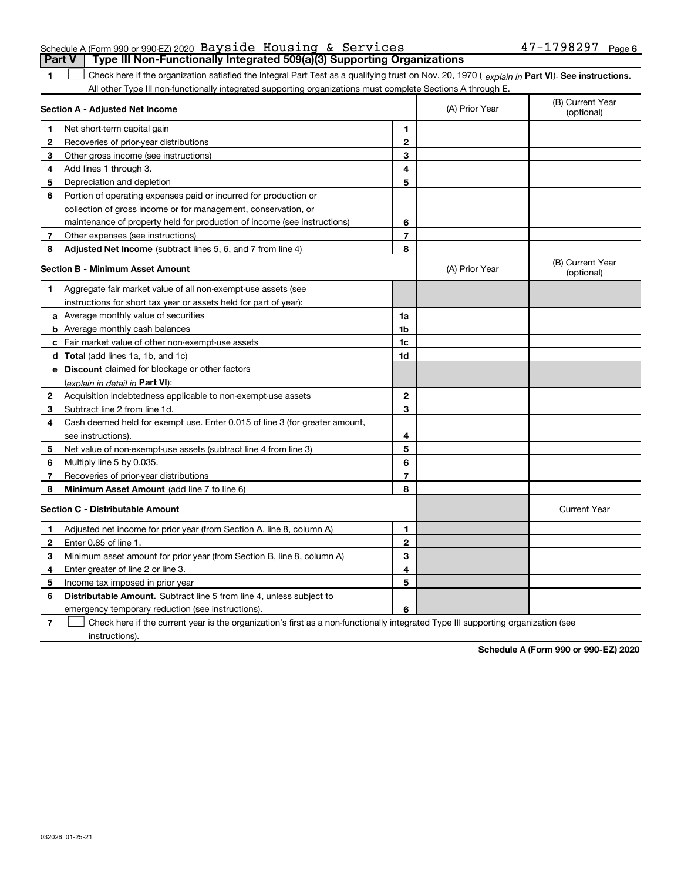Schedule A (Form 990 or 990-EZ) 2020 Bayside Housing & Services 47-1798297 Page 6

## Part V Type III Non-Functionally Integrated 509(a)(3) Supporting Organizations

**1** ☐ Check here if the organization satisfied the Integral Part Test as a qualifying trust on Nov. 20, 1970 ( *explain in* **Part VI**). **See instructions.** All other Type III non-functionally integrated supporting organizations must complete Sections A through E.

| | **Section A - Adjusted Net Income** | | (A) Prior Year | (B) Current Year (optional) |
|---|---|---|---|---|
| **1** | Net short-term capital gain | **1** | | |
| **2** | Recoveries of prior-year distributions | **2** | | |
| **3** | Other gross income (see instructions) | **3** | | |
| **4** | Add lines 1 through 3. | **4** | | |
| **5** | Depreciation and depletion | **5** | | |
| **6** | Portion of operating expenses paid or incurred for production or collection of gross income or for management, conservation, or maintenance of property held for production of income (see instructions) | **6** | | |
| **7** | Other expenses (see instructions) | **7** | | |
| **8** | **Adjusted Net Income** (subtract lines 5, 6, and 7 from line 4) | **8** | | |

| | **Section B - Minimum Asset Amount** | | (A) Prior Year | (B) Current Year (optional) |
|---|---|---|---|---|
| **1** | Aggregate fair market value of all non-exempt-use assets (see instructions for short tax year or assets held for part of year): | | | |
| **a** | Average monthly value of securities | **1a** | | |
| **b** | Average monthly cash balances | **1b** | | |
| **c** | Fair market value of other non-exempt-use assets | **1c** | | |
| **d** | **Total** (add lines 1a, 1b, and 1c) | **1d** | | |
| **e** | **Discount** claimed for blockage or other factors (*explain in detail in* **Part VI**): | | | |
| **2** | Acquisition indebtedness applicable to non-exempt-use assets | **2** | | |
| **3** | Subtract line 2 from line 1d. | **3** | | |
| **4** | Cash deemed held for exempt use. Enter 0.015 of line 3 (for greater amount, see instructions). | **4** | | |
| **5** | Net value of non-exempt-use assets (subtract line 4 from line 3) | **5** | | |
| **6** | Multiply line 5 by 0.035. | **6** | | |
| **7** | Recoveries of prior-year distributions | **7** | | |
| **8** | **Minimum Asset Amount** (add line 7 to line 6) | **8** | | |

| | **Section C - Distributable Amount** | | | Current Year |
|---|---|---|---|---|
| **1** | Adjusted net income for prior year (from Section A, line 8, column A) | **1** | | |
| **2** | Enter 0.85 of line 1. | **2** | | |
| **3** | Minimum asset amount for prior year (from Section B, line 8, column A) | **3** | | |
| **4** | Enter greater of line 2 or line 3. | **4** | | |
| **5** | Income tax imposed in prior year | **5** | | |
| **6** | **Distributable Amount.** Subtract line 5 from line 4, unless subject to emergency temporary reduction (see instructions). | **6** | | |

**7** ☐ Check here if the current year is the organization's first as a non-functionally integrated Type III supporting organization (see instructions).

**Schedule A (Form 990 or 990-EZ) 2020**

032026 01-25-21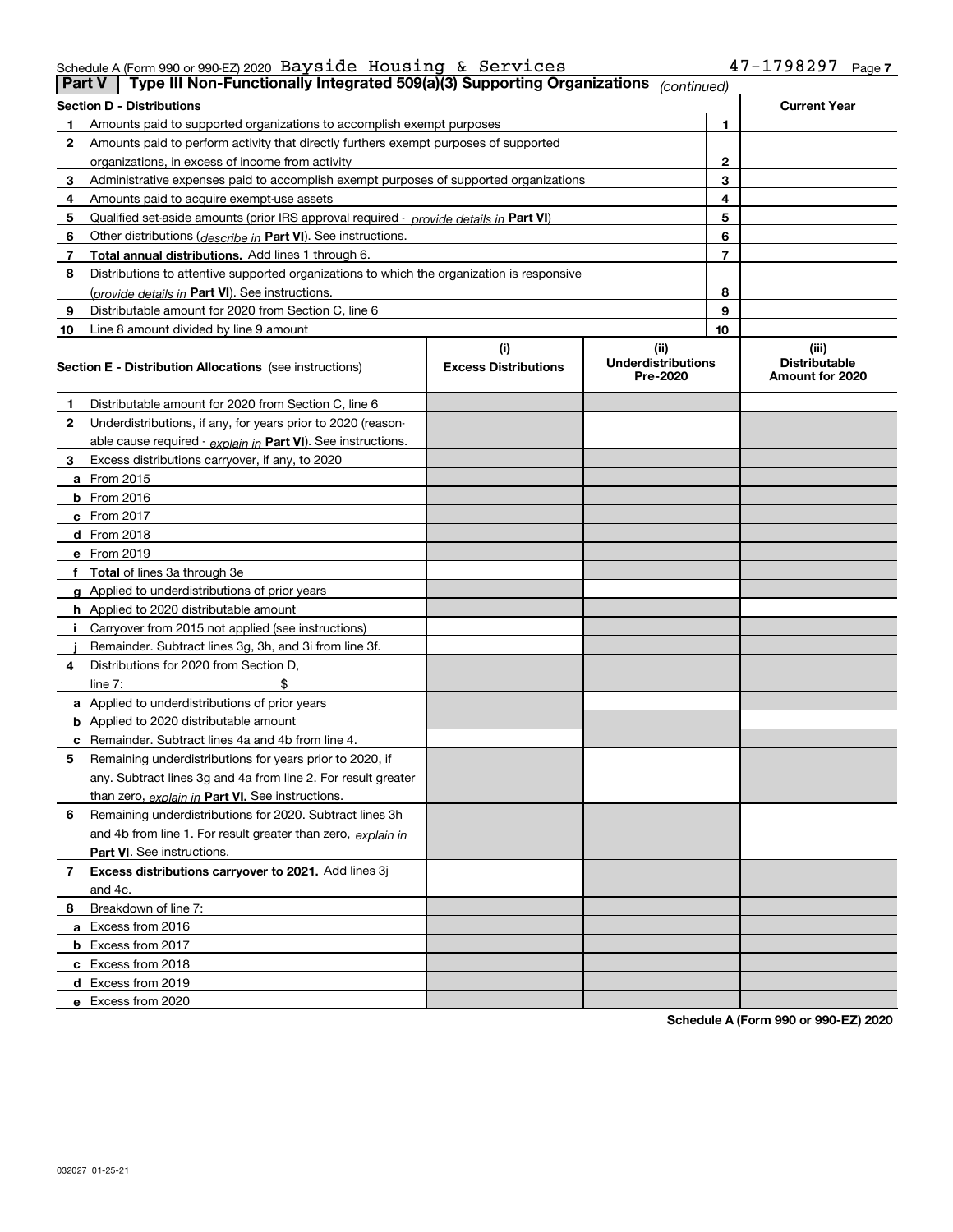Schedule A (Form 990 or 990-EZ) 2020 Bayside Housing & Services 47-1798297 Page 7

**Part V | Type III Non-Functionally Integrated 509(a)(3) Supporting Organizations** *(continued)*

| **Section D - Distributions** | | | **Current Year** |
|---|---|---|---|
| **1** | Amounts paid to supported organizations to accomplish exempt purposes | 1 | |
| **2** | Amounts paid to perform activity that directly furthers exempt purposes of supported organizations, in excess of income from activity | 2 | |
| **3** | Administrative expenses paid to accomplish exempt purposes of supported organizations | 3 | |
| **4** | Amounts paid to acquire exempt-use assets | 4 | |
| **5** | Qualified set-aside amounts (prior IRS approval required - *provide details in* **Part VI**) | 5 | |
| **6** | Other distributions (*describe in* **Part VI**). See instructions. | 6 | |
| **7** | **Total annual distributions.** Add lines 1 through 6. | 7 | |
| **8** | Distributions to attentive supported organizations to which the organization is responsive (*provide details in* **Part VI**). See instructions. | 8 | |
| **9** | Distributable amount for 2020 from Section C, line 6 | 9 | |
| **10** | Line 8 amount divided by line 9 amount | 10 | |

| **Section E - Distribution Allocations** (see instructions) | **(i)** **Excess Distributions** | **(ii)** **Underdistributions Pre-2020** | **(iii)** **Distributable Amount for 2020** |
|---|---|---|---|
| **1** Distributable amount for 2020 from Section C, line 6 | | | |
| **2** Underdistributions, if any, for years prior to 2020 (reasonable cause required - *explain in* **Part VI**). See instructions. | | | |
| **3** Excess distributions carryover, if any, to 2020 | | | |
| **a** From 2015 | | | |
| **b** From 2016 | | | |
| **c** From 2017 | | | |
| **d** From 2018 | | | |
| **e** From 2019 | | | |
| **f** **Total** of lines 3a through 3e | | | |
| **g** Applied to underdistributions of prior years | | | |
| **h** Applied to 2020 distributable amount | | | |
| **i** Carryover from 2015 not applied (see instructions) | | | |
| **j** Remainder. Subtract lines 3g, 3h, and 3i from line 3f. | | | |
| **4** Distributions for 2020 from Section D, line 7: $ | | | |
| **a** Applied to underdistributions of prior years | | | |
| **b** Applied to 2020 distributable amount | | | |
| **c** Remainder. Subtract lines 4a and 4b from line 4. | | | |
| **5** Remaining underdistributions for years prior to 2020, if any. Subtract lines 3g and 4a from line 2. For result greater than zero, *explain in* **Part VI.** See instructions. | | | |
| **6** Remaining underdistributions for 2020. Subtract lines 3h and 4b from line 1. For result greater than zero, *explain in* **Part VI**. See instructions. | | | |
| **7** **Excess distributions carryover to 2021.** Add lines 3j and 4c. | | | |
| **8** Breakdown of line 7: | | | |
| **a** Excess from 2016 | | | |
| **b** Excess from 2017 | | | |
| **c** Excess from 2018 | | | |
| **d** Excess from 2019 | | | |
| **e** Excess from 2020 | | | |

**Schedule A (Form 990 or 990-EZ) 2020**

032027 01-25-21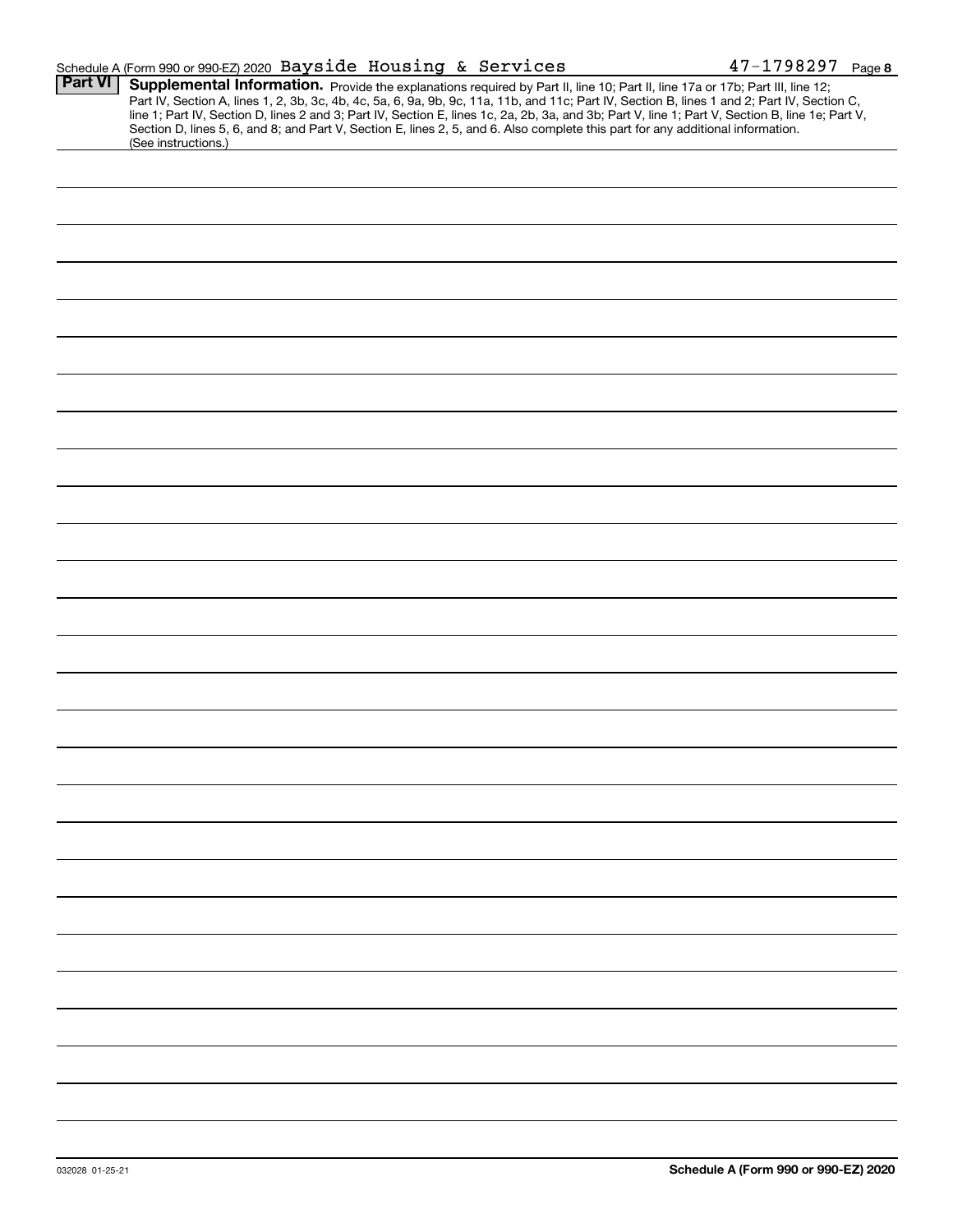Schedule A (Form 990 or 990-EZ) 2020 Bayside Housing & Services 47-1798297 Page 8

## Part VI Supplemental Information.

Provide the explanations required by Part II, line 10; Part II, line 17a or 17b; Part III, line 12; Part IV, Section A, lines 1, 2, 3b, 3c, 4b, 4c, 5a, 6, 9a, 9b, 9c, 11a, 11b, and 11c; Part IV, Section B, lines 1 and 2; Part IV, Section C, line 1; Part IV, Section D, lines 2 and 3; Part IV, Section E, lines 1c, 2a, 2b, 3a, and 3b; Part V, line 1; Part V, Section B, line 1e; Part V, Section D, lines 5, 6, and 8; and Part V, Section E, lines 2, 5, and 6. Also complete this part for any additional information. (See instructions.)

032028 01-25-21

Schedule A (Form 990 or 990-EZ) 2020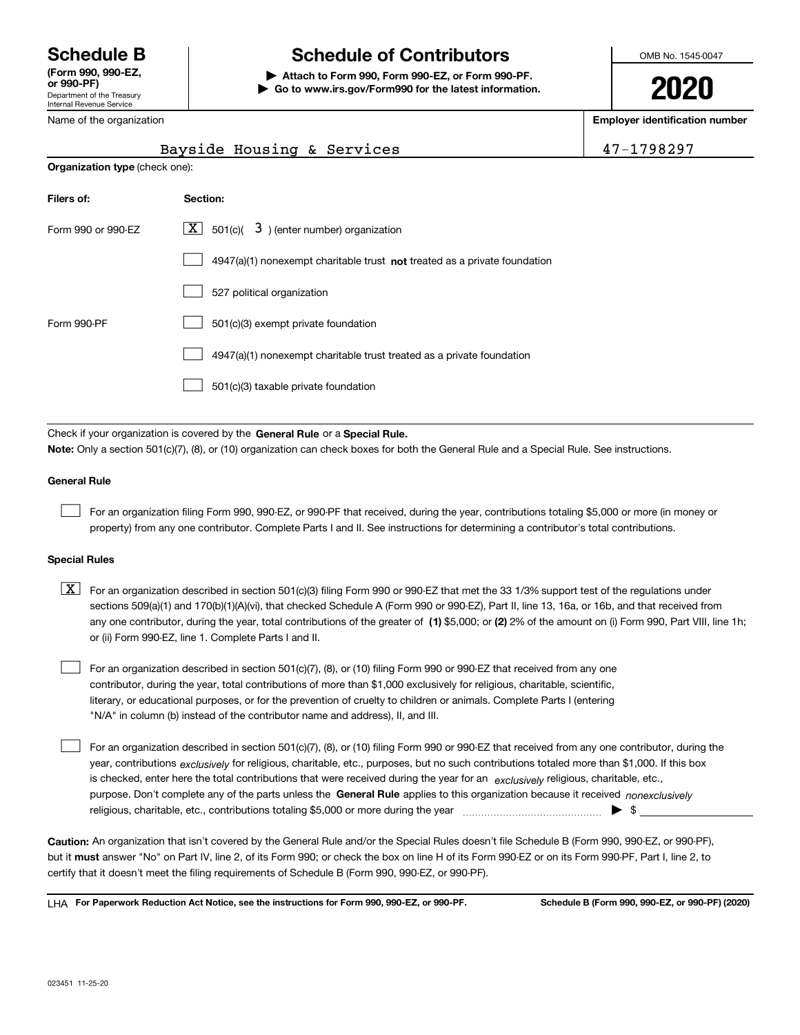# Schedule B

**(Form 990, 990-EZ, or 990-PF)**

Department of the Treasury
Internal Revenue Service

## Schedule of Contributors

▶ **Attach to Form 990, Form 990-EZ, or Form 990-PF.**
▶ **Go to www.irs.gov/Form990 for the latest information.**

OMB No. 1545-0047

**2020**

| Name of the organization | Employer identification number |
|---|---|
| Bayside Housing & Services | 47-1798297 |

**Organization type** (check one):

| Filers of: | Section: |
|---|---|
| Form 990 or 990-EZ | [X] 501(c)( 3 ) (enter number) organization |
| | [ ] 4947(a)(1) nonexempt charitable trust **not** treated as a private foundation |
| | [ ] 527 political organization |
| Form 990-PF | [ ] 501(c)(3) exempt private foundation |
| | [ ] 4947(a)(1) nonexempt charitable trust treated as a private foundation |
| | [ ] 501(c)(3) taxable private foundation |

Check if your organization is covered by the **General Rule** or a **Special Rule.**

**Note:** Only a section 501(c)(7), (8), or (10) organization can check boxes for both the General Rule and a Special Rule. See instructions.

### General Rule

[ ] For an organization filing Form 990, 990-EZ, or 990-PF that received, during the year, contributions totaling $5,000 or more (in money or property) from any one contributor. Complete Parts I and II. See instructions for determining a contributor's total contributions.

### Special Rules

[X] For an organization described in section 501(c)(3) filing Form 990 or 990-EZ that met the 33 1/3% support test of the regulations under sections 509(a)(1) and 170(b)(1)(A)(vi), that checked Schedule A (Form 990 or 990-EZ), Part II, line 13, 16a, or 16b, and that received from any one contributor, during the year, total contributions of the greater of **(1)** $5,000; or **(2)** 2% of the amount on (i) Form 990, Part VIII, line 1h; or (ii) Form 990-EZ, line 1. Complete Parts I and II.

[ ] For an organization described in section 501(c)(7), (8), or (10) filing Form 990 or 990-EZ that received from any one contributor, during the year, total contributions of more than $1,000 exclusively for religious, charitable, scientific, literary, or educational purposes, or for the prevention of cruelty to children or animals. Complete Parts I (entering "N/A" in column (b) instead of the contributor name and address), II, and III.

[ ] For an organization described in section 501(c)(7), (8), or (10) filing Form 990 or 990-EZ that received from any one contributor, during the year, contributions *exclusively* for religious, charitable, etc., purposes, but no such contributions totaled more than $1,000. If this box is checked, enter here the total contributions that were received during the year for an *exclusively* religious, charitable, etc., purpose. Don't complete any of the parts unless the **General Rule** applies to this organization because it received *nonexclusively* religious, charitable, etc., contributions totaling $5,000 or more during the year ▶ $

**Caution:** An organization that isn't covered by the General Rule and/or the Special Rules doesn't file Schedule B (Form 990, 990-EZ, or 990-PF), but it **must** answer "No" on Part IV, line 2, of its Form 990; or check the box on line H of its Form 990-EZ or on its Form 990-PF, Part I, line 2, to certify that it doesn't meet the filing requirements of Schedule B (Form 990, 990-EZ, or 990-PF).

LHA **For Paperwork Reduction Act Notice, see the instructions for Form 990, 990-EZ, or 990-PF.** **Schedule B (Form 990, 990-EZ, or 990-PF) (2020)**

023451 11-25-20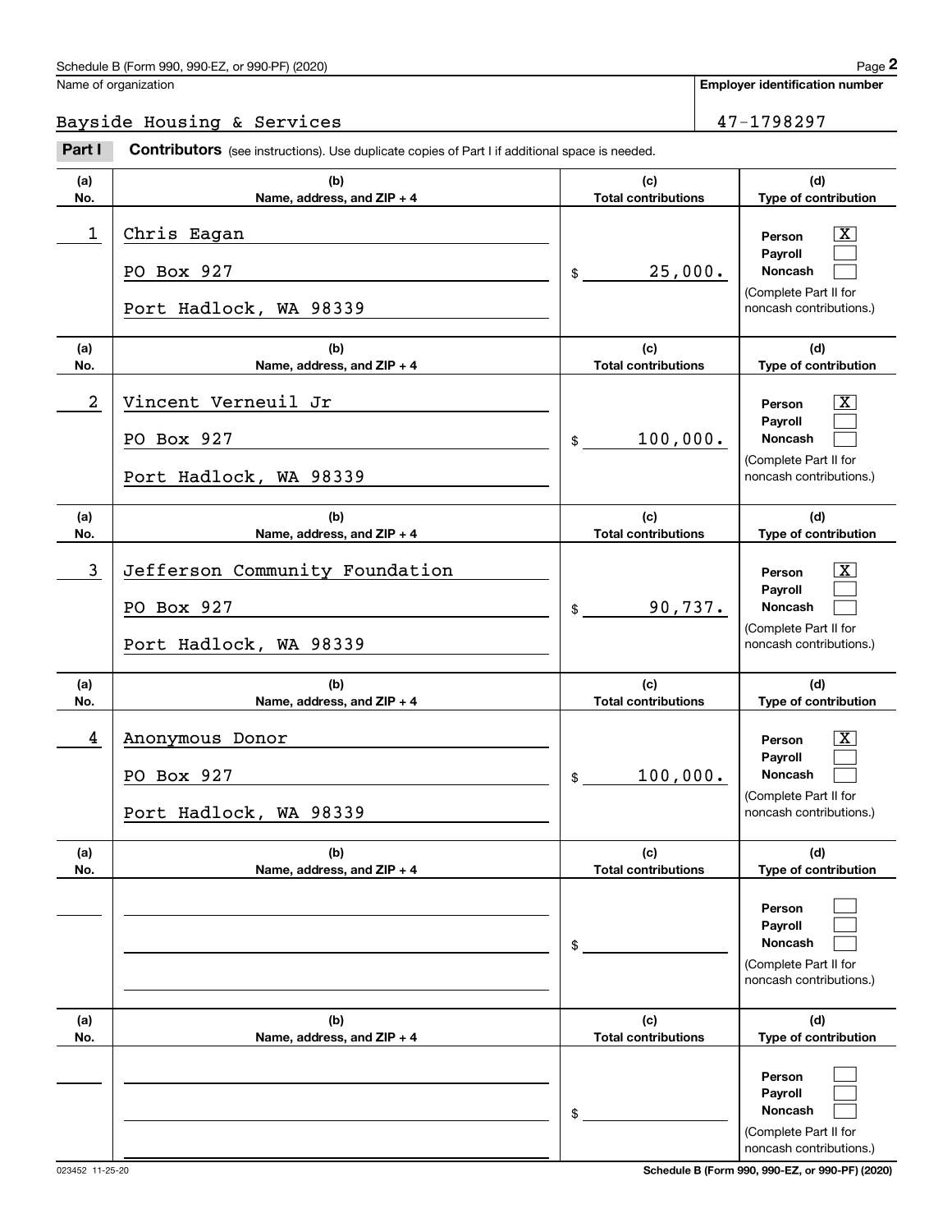Name of organization

Bayside Housing & Services

**Employer identification number**

47-1798297

**Part I** **Contributors** (see instructions). Use duplicate copies of Part I if additional space is needed.

| (a) No. | (b) Name, address, and ZIP + 4 | (c) Total contributions | (d) Type of contribution |
|---|---|---|---|
| 1 | Chris Eagan<br>PO Box 927<br>Port Hadlock, WA 98339 | $ 25,000. | Person [X]<br>Payroll [ ]<br>Noncash [ ]<br>(Complete Part II for noncash contributions.) |
| 2 | Vincent Verneuil Jr<br>PO Box 927<br>Port Hadlock, WA 98339 | $ 100,000. | Person [X]<br>Payroll [ ]<br>Noncash [ ]<br>(Complete Part II for noncash contributions.) |
| 3 | Jefferson Community Foundation<br>PO Box 927<br>Port Hadlock, WA 98339 | $ 90,737. | Person [X]<br>Payroll [ ]<br>Noncash [ ]<br>(Complete Part II for noncash contributions.) |
| 4 | Anonymous Donor<br>PO Box 927<br>Port Hadlock, WA 98339 | $ 100,000. | Person [X]<br>Payroll [ ]<br>Noncash [ ]<br>(Complete Part II for noncash contributions.) |
| | | $ | Person [ ]<br>Payroll [ ]<br>Noncash [ ]<br>(Complete Part II for noncash contributions.) |
| | | $ | Person [ ]<br>Payroll [ ]<br>Noncash [ ]<br>(Complete Part II for noncash contributions.) |

023452 11-25-20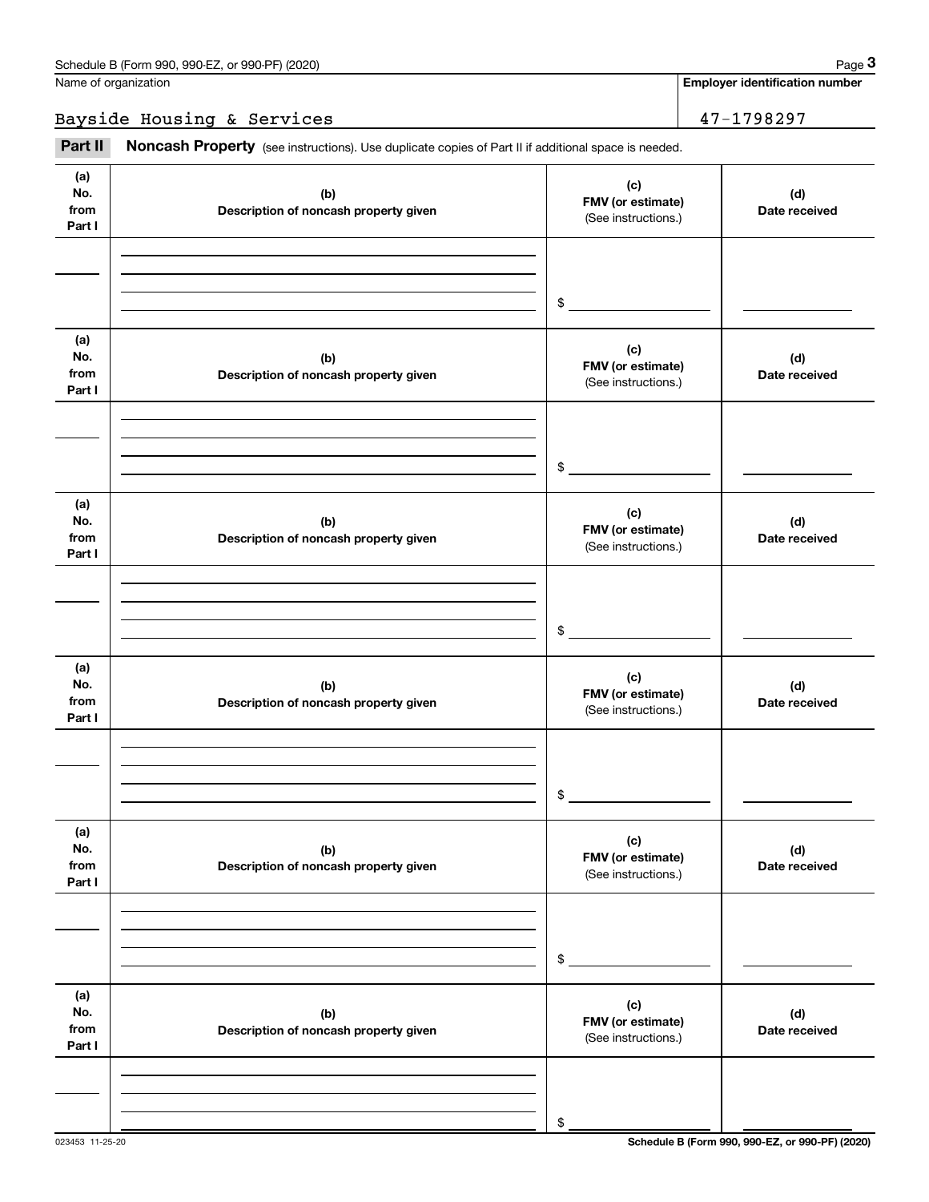Name of organization

Bayside Housing & Services

**Employer identification number**

47-1798297

**Part II** **Noncash Property** (see instructions). Use duplicate copies of Part II if additional space is needed.

| (a) No. from Part I | (b) Description of noncash property given | (c) FMV (or estimate) (See instructions.) | (d) Date received |
|---|---|---|---|
| | | $ | |

| (a) No. from Part I | (b) Description of noncash property given | (c) FMV (or estimate) (See instructions.) | (d) Date received |
|---|---|---|---|
| | | $ | |

| (a) No. from Part I | (b) Description of noncash property given | (c) FMV (or estimate) (See instructions.) | (d) Date received |
|---|---|---|---|
| | | $ | |

| (a) No. from Part I | (b) Description of noncash property given | (c) FMV (or estimate) (See instructions.) | (d) Date received |
|---|---|---|---|
| | | $ | |

| (a) No. from Part I | (b) Description of noncash property given | (c) FMV (or estimate) (See instructions.) | (d) Date received |
|---|---|---|---|
| | | $ | |

| (a) No. from Part I | (b) Description of noncash property given | (c) FMV (or estimate) (See instructions.) | (d) Date received |
|---|---|---|---|
| | | $ | |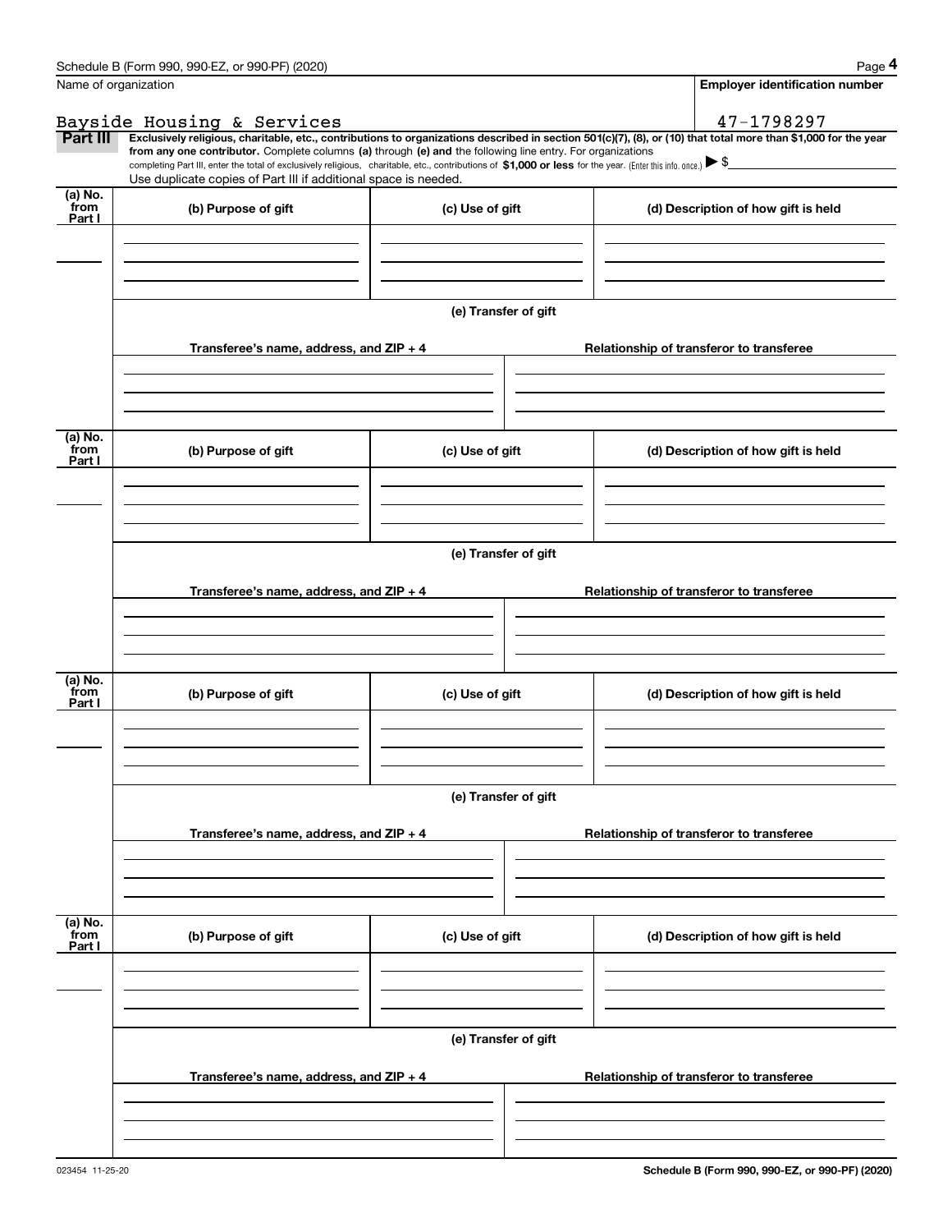Name of organization: Bayside Housing & Services

Employer identification number: 47-1798297

**Part III** **Exclusively religious, charitable, etc., contributions to organizations described in section 501(c)(7), (8), or (10) that total more than $1,000 for the year from any one contributor.** Complete columns **(a)** through **(e) and** the following line entry. For organizations completing Part III, enter the total of exclusively religious, charitable, etc., contributions of **$1,000 or less** for the year. (Enter this info. once.) ▶ $

Use duplicate copies of Part III if additional space is needed.

| (a) No. from Part I | (b) Purpose of gift | (c) Use of gift | (d) Description of how gift is held |
|---|---|---|---|
| | | | |

(e) Transfer of gift

| Transferee's name, address, and ZIP + 4 | Relationship of transferor to transferee |
|---|---|
| | |

| (a) No. from Part I | (b) Purpose of gift | (c) Use of gift | (d) Description of how gift is held |
|---|---|---|---|
| | | | |

(e) Transfer of gift

| Transferee's name, address, and ZIP + 4 | Relationship of transferor to transferee |
|---|---|
| | |

| (a) No. from Part I | (b) Purpose of gift | (c) Use of gift | (d) Description of how gift is held |
|---|---|---|---|
| | | | |

(e) Transfer of gift

| Transferee's name, address, and ZIP + 4 | Relationship of transferor to transferee |
|---|---|
| | |

| (a) No. from Part I | (b) Purpose of gift | (c) Use of gift | (d) Description of how gift is held |
|---|---|---|---|
| | | | |

(e) Transfer of gift

| Transferee's name, address, and ZIP + 4 | Relationship of transferor to transferee |
|---|---|
| | |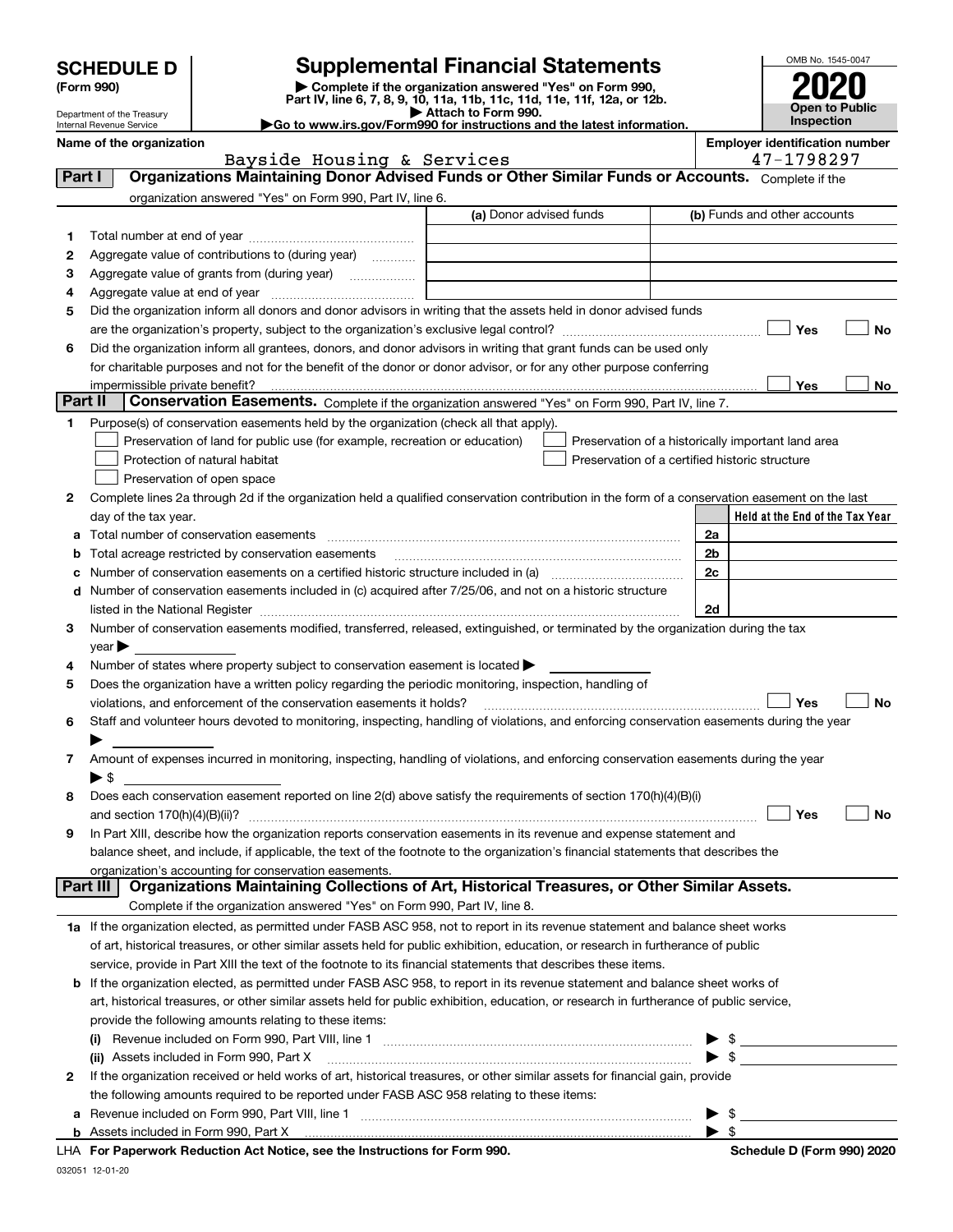# SCHEDULE D (Form 990)

Department of the Treasury
Internal Revenue Service

## Supplemental Financial Statements

▶ Complete if the organization answered "Yes" on Form 990, Part IV, line 6, 7, 8, 9, 10, 11a, 11b, 11c, 11d, 11e, 11f, 12a, or 12b.
▶ Attach to Form 990.
▶ Go to www.irs.gov/Form990 for instructions and the latest information.

OMB No. 1545-0047

**2020**

**Open to Public Inspection**

**Name of the organization:** Bayside Housing & Services

**Employer identification number:** 47-1798297

## Part I Organizations Maintaining Donor Advised Funds or Other Similar Funds or Accounts.

Complete if the organization answered "Yes" on Form 990, Part IV, line 6.

| | | (a) Donor advised funds | (b) Funds and other accounts |
|---|---|---|---|
| 1 | Total number at end of year | | |
| 2 | Aggregate value of contributions to (during year) | | |
| 3 | Aggregate value of grants from (during year) | | |
| 4 | Aggregate value at end of year | | |

5 Did the organization inform all donors and donor advisors in writing that the assets held in donor advised funds are the organization's property, subject to the organization's exclusive legal control? ☐ Yes ☐ No

6 Did the organization inform all grantees, donors, and donor advisors in writing that grant funds can be used only for charitable purposes and not for the benefit of the donor or donor advisor, or for any other purpose conferring impermissible private benefit? ☐ Yes ☐ No

## Part II Conservation Easements.

Complete if the organization answered "Yes" on Form 990, Part IV, line 7.

1 Purpose(s) of conservation easements held by the organization (check all that apply).

- ☐ Preservation of land for public use (for example, recreation or education)
- ☐ Protection of natural habitat
- ☐ Preservation of open space
- ☐ Preservation of a historically important land area
- ☐ Preservation of a certified historic structure

2 Complete lines 2a through 2d if the organization held a qualified conservation contribution in the form of a conservation easement on the last day of the tax year.

| | | | Held at the End of the Tax Year |
|---|---|---|---|
| a | Total number of conservation easements | 2a | |
| b | Total acreage restricted by conservation easements | 2b | |
| c | Number of conservation easements on a certified historic structure included in (a) | 2c | |
| d | Number of conservation easements included in (c) acquired after 7/25/06, and not on a historic structure listed in the National Register | 2d | |

3 Number of conservation easements modified, transferred, released, extinguished, or terminated by the organization during the tax year ▶

4 Number of states where property subject to conservation easement is located ▶

5 Does the organization have a written policy regarding the periodic monitoring, inspection, handling of violations, and enforcement of the conservation easements it holds? ☐ Yes ☐ No

6 Staff and volunteer hours devoted to monitoring, inspecting, handling of violations, and enforcing conservation easements during the year ▶

7 Amount of expenses incurred in monitoring, inspecting, handling of violations, and enforcing conservation easements during the year ▶ $

8 Does each conservation easement reported on line 2(d) above satisfy the requirements of section 170(h)(4)(B)(i) and section 170(h)(4)(B)(ii)? ☐ Yes ☐ No

9 In Part XIII, describe how the organization reports conservation easements in its revenue and expense statement and balance sheet, and include, if applicable, the text of the footnote to the organization's financial statements that describes the organization's accounting for conservation easements.

## Part III Organizations Maintaining Collections of Art, Historical Treasures, or Other Similar Assets.

Complete if the organization answered "Yes" on Form 990, Part IV, line 8.

1a If the organization elected, as permitted under FASB ASC 958, not to report in its revenue statement and balance sheet works of art, historical treasures, or other similar assets held for public exhibition, education, or research in furtherance of public service, provide in Part XIII the text of the footnote to its financial statements that describes these items.

b If the organization elected, as permitted under FASB ASC 958, to report in its revenue statement and balance sheet works of art, historical treasures, or other similar assets held for public exhibition, education, or research in furtherance of public service, provide the following amounts relating to these items:

(i) Revenue included on Form 990, Part VIII, line 1 ▶ $

(ii) Assets included in Form 990, Part X ▶ $

2 If the organization received or held works of art, historical treasures, or other similar assets for financial gain, provide the following amounts required to be reported under FASB ASC 958 relating to these items:

a Revenue included on Form 990, Part VIII, line 1 ▶ $

b Assets included in Form 990, Part X ▶ $

LHA For Paperwork Reduction Act Notice, see the Instructions for Form 990. Schedule D (Form 990) 2020

032051 12-01-20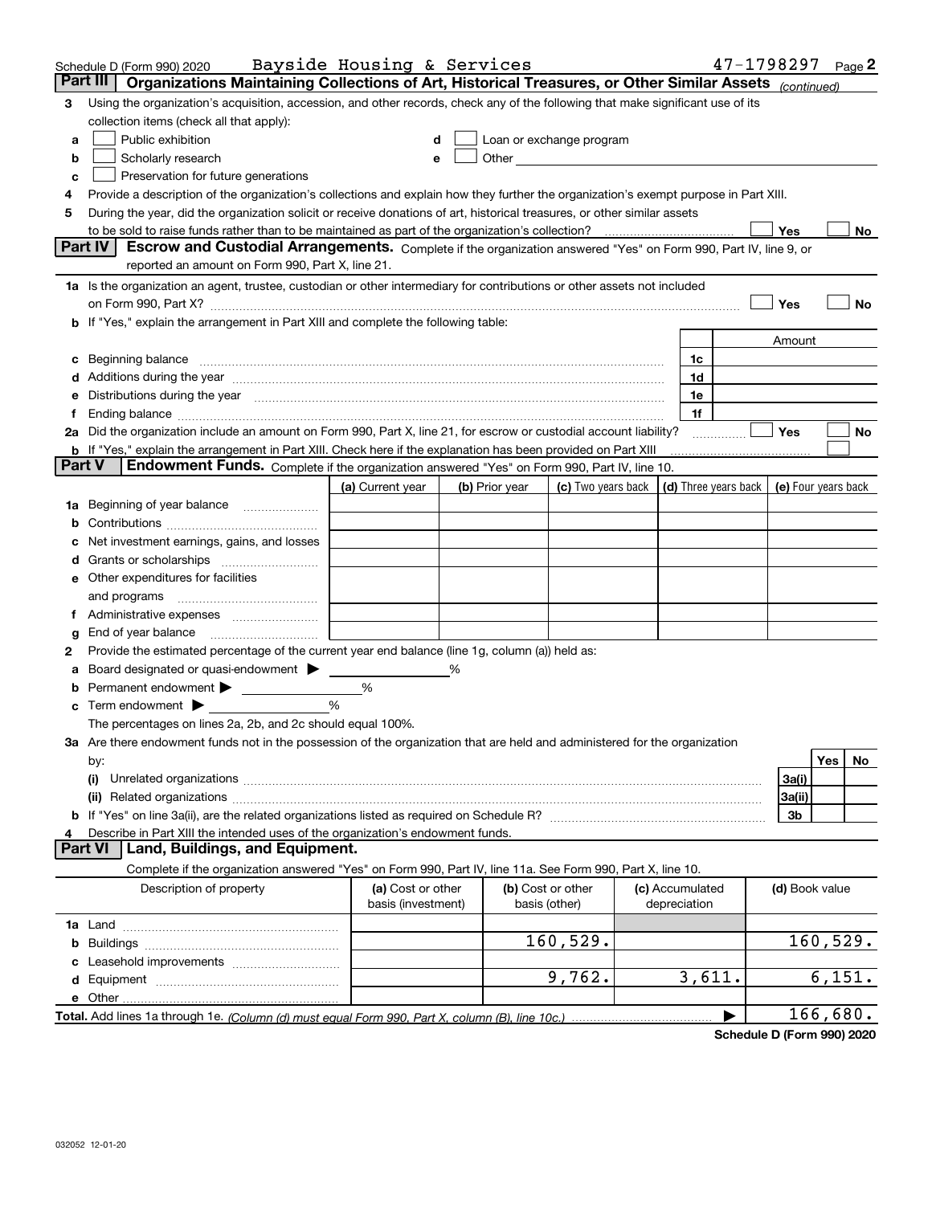Schedule D (Form 990) 2020 Bayside Housing & Services 47-1798297 Page 2

## Part III Organizations Maintaining Collections of Art, Historical Treasures, or Other Similar Assets *(continued)*

**3** Using the organization's acquisition, accession, and other records, check any of the following that make significant use of its collection items (check all that apply):

- **a** ☐ Public exhibition
- **b** ☐ Scholarly research
- **c** ☐ Preservation for future generations
- **d** ☐ Loan or exchange program
- **e** ☐ Other

**4** Provide a description of the organization's collections and explain how they further the organization's exempt purpose in Part XIII.

**5** During the year, did the organization solicit or receive donations of art, historical treasures, or other similar assets to be sold to raise funds rather than to be maintained as part of the organization's collection? ☐ Yes ☐ No

## Part IV Escrow and Custodial Arrangements. 
Complete if the organization answered "Yes" on Form 990, Part IV, line 9, or reported an amount on Form 990, Part X, line 21.

**1a** Is the organization an agent, trustee, custodian or other intermediary for contributions or other assets not included on Form 990, Part X? ☐ Yes ☐ No

**b** If "Yes," explain the arrangement in Part XIII and complete the following table:

| | | | Amount |
|---|---|---|---|
| c | Beginning balance | 1c | |
| d | Additions during the year | 1d | |
| e | Distributions during the year | 1e | |
| f | Ending balance | 1f | |

**2a** Did the organization include an amount on Form 990, Part X, line 21, for escrow or custodial account liability? ☐ Yes ☐ No

**b** If "Yes," explain the arrangement in Part XIII. Check here if the explanation has been provided on Part XIII ☐

## Part V Endowment Funds. 
Complete if the organization answered "Yes" on Form 990, Part IV, line 10.

| | (a) Current year | (b) Prior year | (c) Two years back | (d) Three years back | (e) Four years back |
|---|---|---|---|---|---|
| **1a** Beginning of year balance | | | | | |
| **b** Contributions | | | | | |
| **c** Net investment earnings, gains, and losses | | | | | |
| **d** Grants or scholarships | | | | | |
| **e** Other expenditures for facilities and programs | | | | | |
| **f** Administrative expenses | | | | | |
| **g** End of year balance | | | | | |

**2** Provide the estimated percentage of the current year end balance (line 1g, column (a)) held as:

- **a** Board designated or quasi-endowment ▶ _____ %
- **b** Permanent endowment ▶ _____ %
- **c** Term endowment ▶ _____ %

The percentages on lines 2a, 2b, and 2c should equal 100%.

**3a** Are there endowment funds not in the possession of the organization that are held and administered for the organization by:

| | | Yes | No |
|---|---|---|---|
| (i) Unrelated organizations | 3a(i) | | |
| (ii) Related organizations | 3a(ii) | | |
| **b** If "Yes" on line 3a(ii), are the related organizations listed as required on Schedule R? | 3b | | |

**4** Describe in Part XIII the intended uses of the organization's endowment funds.

## Part VI Land, Buildings, and Equipment.

Complete if the organization answered "Yes" on Form 990, Part IV, line 11a. See Form 990, Part X, line 10.

| Description of property | (a) Cost or other basis (investment) | (b) Cost or other basis (other) | (c) Accumulated depreciation | (d) Book value |
|---|---|---|---|---|
| **1a** Land | | | | |
| **b** Buildings | | 160,529. | | 160,529. |
| **c** Leasehold improvements | | | | |
| **d** Equipment | | 9,762. | 3,611. | 6,151. |
| **e** Other | | | | |
| **Total.** Add lines 1a through 1e. *(Column (d) must equal Form 990, Part X, column (B), line 10c.)* | | | ▶ | 166,680. |

**Schedule D (Form 990) 2020**

032052 12-01-20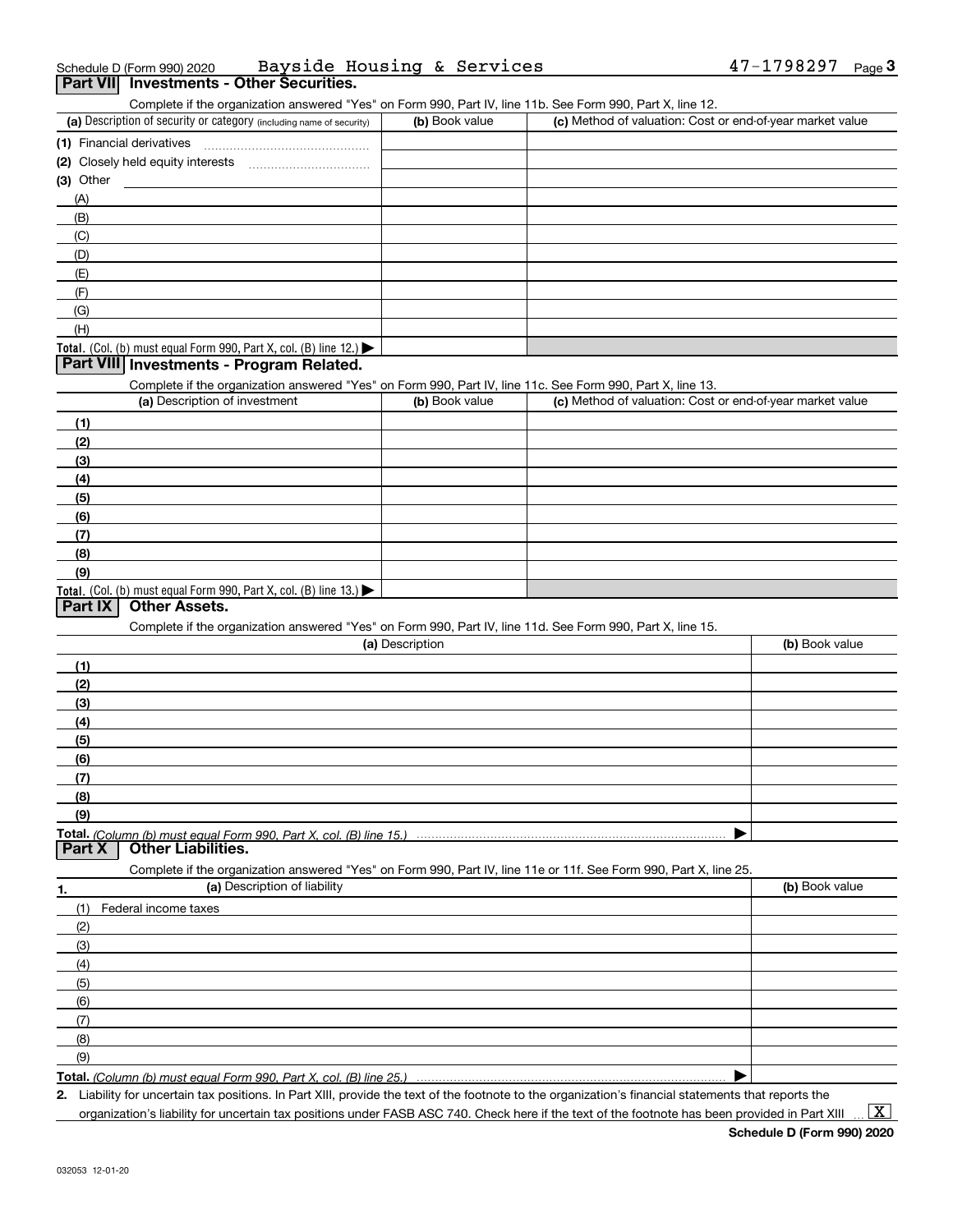Schedule D (Form 990) 2020 Bayside Housing & Services 47-1798297 Page 3

## Part VII Investments - Other Securities.

Complete if the organization answered "Yes" on Form 990, Part IV, line 11b. See Form 990, Part X, line 12.

| (a) Description of security or category (including name of security) | (b) Book value | (c) Method of valuation: Cost or end-of-year market value |
|---|---|---|
| (1) Financial derivatives | | |
| (2) Closely held equity interests | | |
| (3) Other | | |
| (A) | | |
| (B) | | |
| (C) | | |
| (D) | | |
| (E) | | |
| (F) | | |
| (G) | | |
| (H) | | |
| **Total.** (Col. (b) must equal Form 990, Part X, col. (B) line 12.) ▶ | | |

## Part VIII Investments - Program Related.

Complete if the organization answered "Yes" on Form 990, Part IV, line 11c. See Form 990, Part X, line 13.

| (a) Description of investment | (b) Book value | (c) Method of valuation: Cost or end-of-year market value |
|---|---|---|
| (1) | | |
| (2) | | |
| (3) | | |
| (4) | | |
| (5) | | |
| (6) | | |
| (7) | | |
| (8) | | |
| (9) | | |
| **Total.** (Col. (b) must equal Form 990, Part X, col. (B) line 13.) ▶ | | |

## Part IX Other Assets.

Complete if the organization answered "Yes" on Form 990, Part IV, line 11d. See Form 990, Part X, line 15.

| (a) Description | (b) Book value |
|---|---|
| (1) | |
| (2) | |
| (3) | |
| (4) | |
| (5) | |
| (6) | |
| (7) | |
| (8) | |
| (9) | |
| **Total.** *(Column (b) must equal Form 990, Part X, col. (B) line 15.)* ▶ | |

## Part X Other Liabilities.

Complete if the organization answered "Yes" on Form 990, Part IV, line 11e or 11f. See Form 990, Part X, line 25.

| 1. (a) Description of liability | (b) Book value |
|---|---|
| (1) Federal income taxes | |
| (2) | |
| (3) | |
| (4) | |
| (5) | |
| (6) | |
| (7) | |
| (8) | |
| (9) | |
| **Total.** *(Column (b) must equal Form 990, Part X, col. (B) line 25.)* ▶ | |

2. Liability for uncertain tax positions. In Part XIII, provide the text of the footnote to the organization's financial statements that reports the organization's liability for uncertain tax positions under FASB ASC 740. Check here if the text of the footnote has been provided in Part XIII ... [X]

Schedule D (Form 990) 2020

032053 12-01-20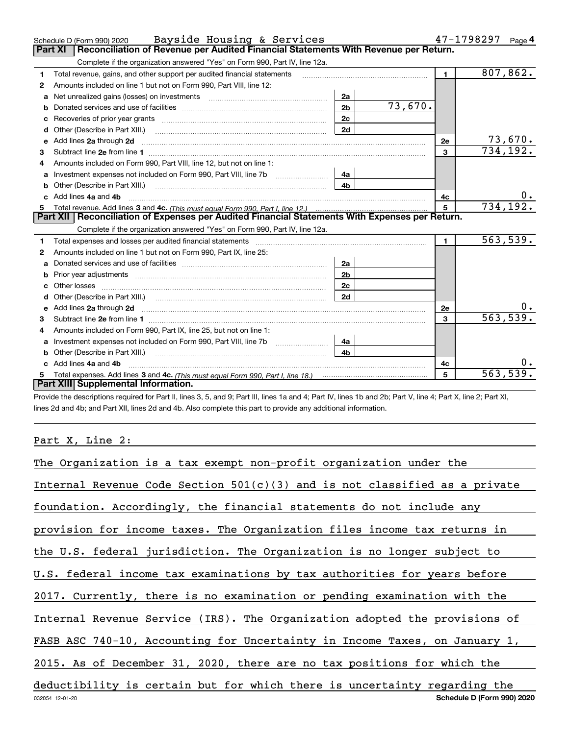Schedule D (Form 990) 2020 Bayside Housing & Services 47-1798297 Page 4

## Part XI Reconciliation of Revenue per Audited Financial Statements With Revenue per Return.

Complete if the organization answered "Yes" on Form 990, Part IV, line 12a.

| | | | | | |
|---|---|---|---|---|---|
| 1 | Total revenue, gains, and other support per audited financial statements | | | 1 | 807,862. |
| 2 | Amounts included on line 1 but not on Form 990, Part VIII, line 12: | | | | |
| a | Net unrealized gains (losses) on investments | 2a | | | |
| b | Donated services and use of facilities | 2b | 73,670. | | |
| c | Recoveries of prior year grants | 2c | | | |
| d | Other (Describe in Part XIII.) | 2d | | | |
| e | Add lines 2a through 2d | | | 2e | 73,670. |
| 3 | Subtract line 2e from line 1 | | | 3 | 734,192. |
| 4 | Amounts included on Form 990, Part VIII, line 12, but not on line 1: | | | | |
| a | Investment expenses not included on Form 990, Part VIII, line 7b | 4a | | | |
| b | Other (Describe in Part XIII.) | 4b | | | |
| c | Add lines 4a and 4b | | | 4c | 0. |
| 5 | Total revenue. Add lines 3 and 4c. *(This must equal Form 990, Part I, line 12.)* | | | 5 | 734,192. |

## Part XII Reconciliation of Expenses per Audited Financial Statements With Expenses per Return.

Complete if the organization answered "Yes" on Form 990, Part IV, line 12a.

| | | | | | |
|---|---|---|---|---|---|
| 1 | Total expenses and losses per audited financial statements | | | 1 | 563,539. |
| 2 | Amounts included on line 1 but not on Form 990, Part IX, line 25: | | | | |
| a | Donated services and use of facilities | 2a | | | |
| b | Prior year adjustments | 2b | | | |
| c | Other losses | 2c | | | |
| d | Other (Describe in Part XIII.) | 2d | | | |
| e | Add lines 2a through 2d | | | 2e | 0. |
| 3 | Subtract line 2e from line 1 | | | 3 | 563,539. |
| 4 | Amounts included on Form 990, Part IX, line 25, but not on line 1: | | | | |
| a | Investment expenses not included on Form 990, Part VIII, line 7b | 4a | | | |
| b | Other (Describe in Part XIII.) | 4b | | | |
| c | Add lines 4a and 4b | | | 4c | 0. |
| 5 | Total expenses. Add lines 3 and 4c. *(This must equal Form 990, Part I, line 18.)* | | | 5 | 563,539. |

## Part XIII Supplemental Information.

Provide the descriptions required for Part II, lines 3, 5, and 9; Part III, lines 1a and 4; Part IV, lines 1b and 2b; Part V, line 4; Part X, line 2; Part XI, lines 2d and 4b; and Part XII, lines 2d and 4b. Also complete this part to provide any additional information.

Part X, Line 2:

The Organization is a tax exempt non-profit organization under the Internal Revenue Code Section 501(c)(3) and is not classified as a private foundation. Accordingly, the financial statements do not include any provision for income taxes. The Organization files income tax returns in the U.S. federal jurisdiction. The Organization is no longer subject to U.S. federal income tax examinations by tax authorities for years before 2017. Currently, there is no examination or pending examination with the Internal Revenue Service (IRS). The Organization adopted the provisions of FASB ASC 740-10, Accounting for Uncertainty in Income Taxes, on January 1, 2015. As of December 31, 2020, there are no tax positions for which the deductibility is certain but for which there is uncertainty regarding the

032054 12-01-20 Schedule D (Form 990) 2020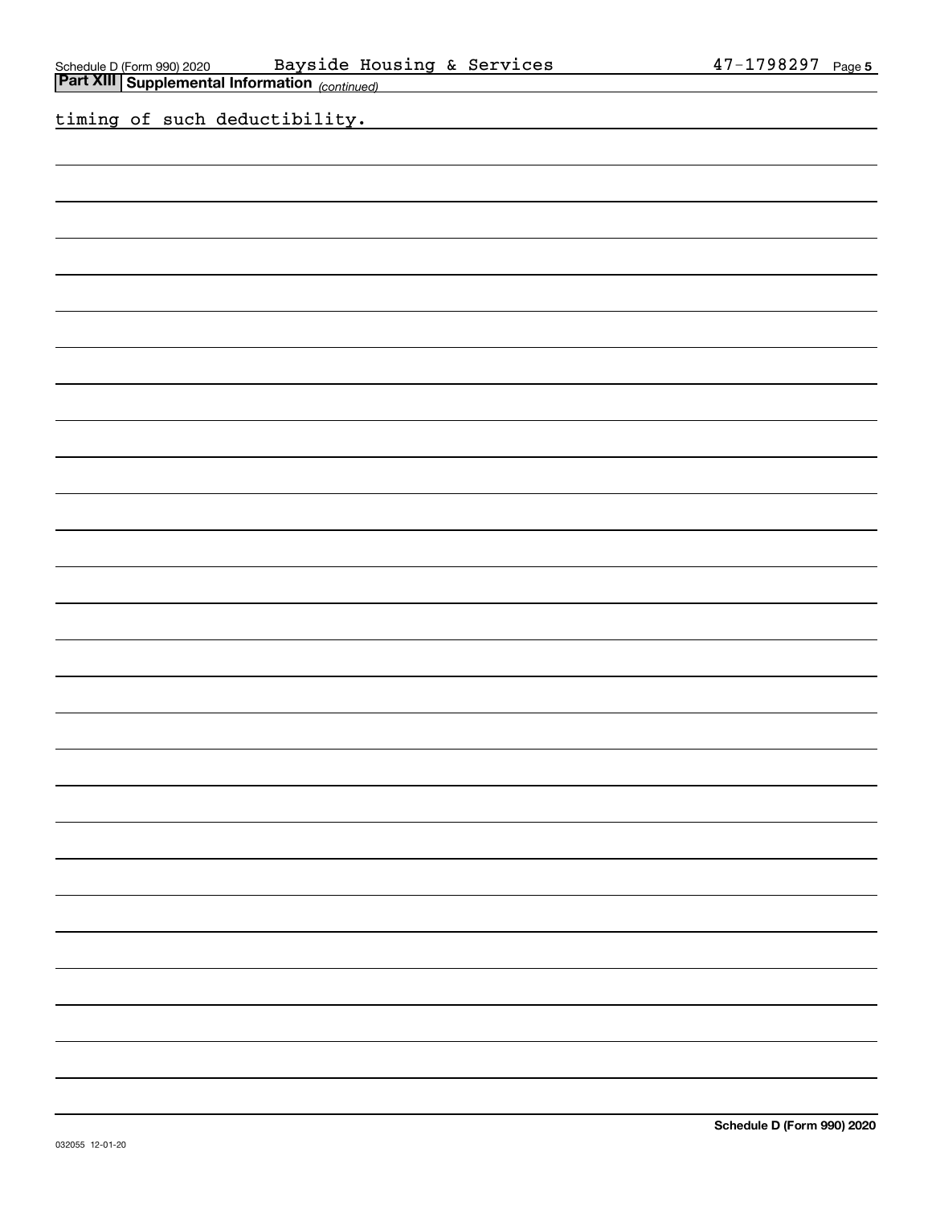## Part XIII Supplemental Information *(continued)*

timing of such deductibility.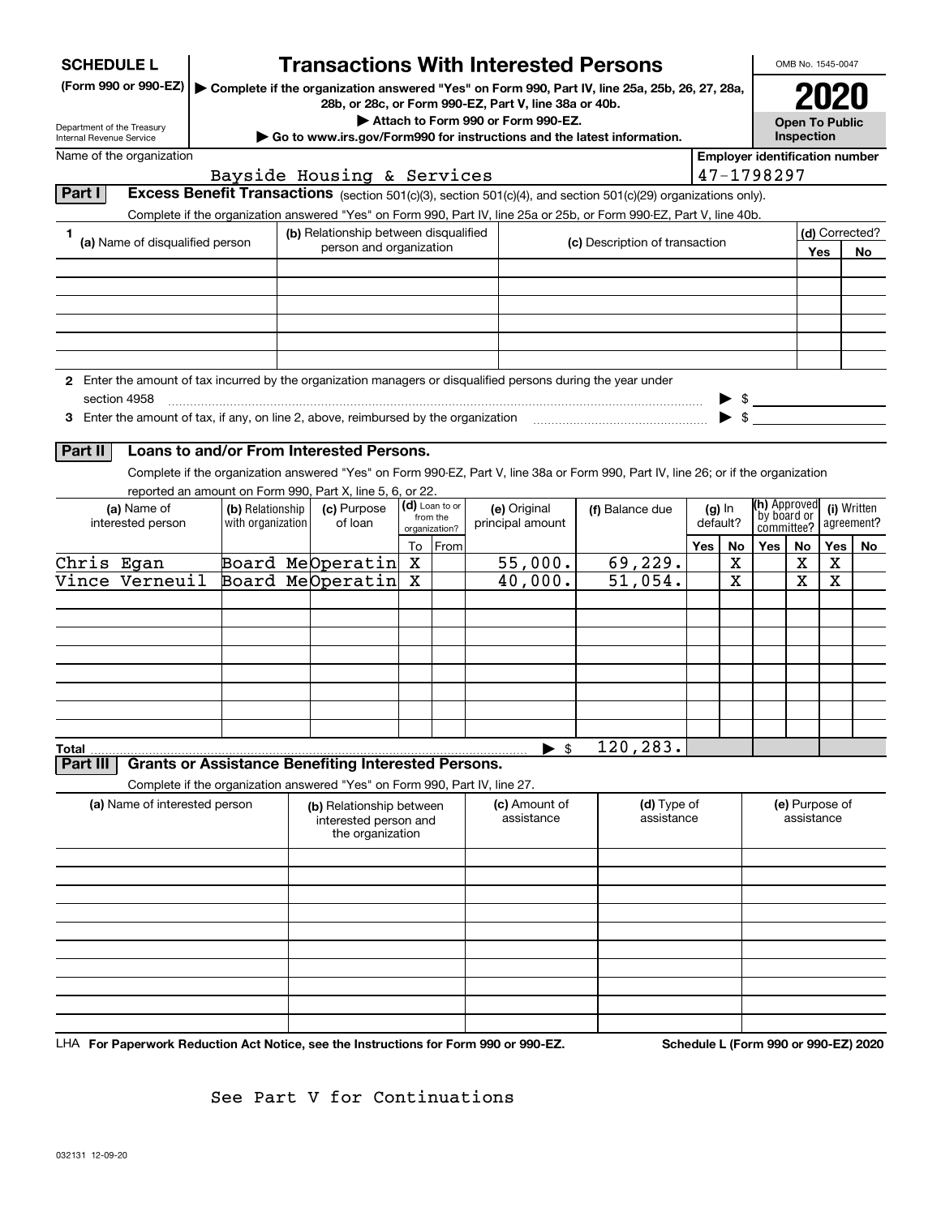# SCHEDULE L (Form 990 or 990-EZ)

# Transactions With Interested Persons

▶ Complete if the organization answered "Yes" on Form 990, Part IV, line 25a, 25b, 26, 27, 28a, 28b, or 28c, or Form 990-EZ, Part V, line 38a or 40b.

▶ Attach to Form 990 or Form 990-EZ.

▶ Go to www.irs.gov/Form990 for instructions and the latest information.

Department of the Treasury Internal Revenue Service

OMB No. 1545-0047

**2020**

**Open To Public Inspection**

Name of the organization: Bayside Housing & Services

Employer identification number: 47-1798297

## Part I Excess Benefit Transactions (section 501(c)(3), section 501(c)(4), and section 501(c)(29) organizations only).

Complete if the organization answered "Yes" on Form 990, Part IV, line 25a or 25b, or Form 990-EZ, Part V, line 40b.

| 1 (a) Name of disqualified person | (b) Relationship between disqualified person and organization | (c) Description of transaction | (d) Corrected? Yes | No |
|---|---|---|---|---|
| | | | | |
| | | | | |
| | | | | |
| | | | | |
| | | | | |
| | | | | |

2 Enter the amount of tax incurred by the organization managers or disqualified persons during the year under section 4958 ▶ $

3 Enter the amount of tax, if any, on line 2, above, reimbursed by the organization ▶ $

## Part II Loans to and/or From Interested Persons.

Complete if the organization answered "Yes" on Form 990-EZ, Part V, line 38a or Form 990, Part IV, line 26; or if the organization reported an amount on Form 990, Part X, line 5, 6, or 22.

| (a) Name of interested person | (b) Relationship with organization | (c) Purpose of loan | (d) Loan to or from the organization? To | From | (e) Original principal amount | (f) Balance due | (g) In default? Yes | No | (h) Approved by board or committee? Yes | No | (i) Written agreement? Yes | No |
|---|---|---|---|---|---|---|---|---|---|---|---|---|
| Chris Egan | Board Me | Operatin | X | | 55,000. | 69,229. | | X | | X | X | |
| Vince Verneuil | Board Me | Operatin | X | | 40,000. | 51,054. | | X | | X | X | |
| | | | | | | | | | | | | |
| | | | | | | | | | | | | |
| | | | | | | | | | | | | |
| | | | | | | | | | | | | |
| | | | | | | | | | | | | |
| | | | | | | | | | | | | |
| Total | | | | | ▶ $ | 120,283. | | | | | | |

## Part III Grants or Assistance Benefiting Interested Persons.

Complete if the organization answered "Yes" on Form 990, Part IV, line 27.

| (a) Name of interested person | (b) Relationship between interested person and the organization | (c) Amount of assistance | (d) Type of assistance | (e) Purpose of assistance |
|---|---|---|---|---|
| | | | | |
| | | | | |
| | | | | |
| | | | | |
| | | | | |
| | | | | |
| | | | | |
| | | | | |
| | | | | |
| | | | | |

LHA **For Paperwork Reduction Act Notice, see the Instructions for Form 990 or 990-EZ.** **Schedule L (Form 990 or 990-EZ) 2020**

See Part V for Continuations

032131 12-09-20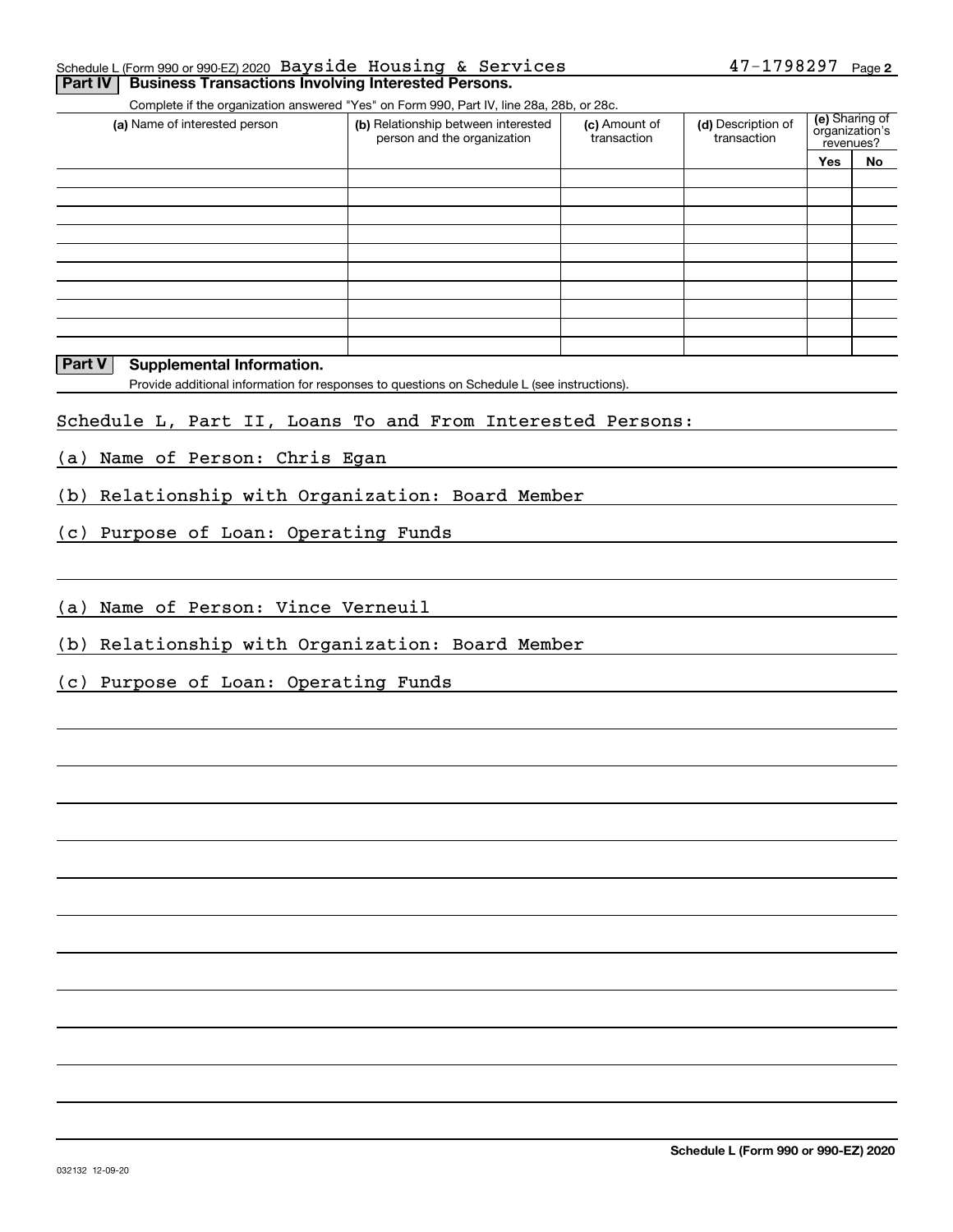Schedule L (Form 990 or 990-EZ) 2020 Bayside Housing & Services 47-1798297 Page **2**

## Part IV Business Transactions Involving Interested Persons.

Complete if the organization answered "Yes" on Form 990, Part IV, line 28a, 28b, or 28c.

| (a) Name of interested person | (b) Relationship between interested person and the organization | (c) Amount of transaction | (d) Description of transaction | (e) Sharing of organization's revenues? | |
|---|---|---|---|---|---|
| | | | | Yes | No |
| | | | | | |
| | | | | | |
| | | | | | |
| | | | | | |
| | | | | | |
| | | | | | |
| | | | | | |
| | | | | | |
| | | | | | |
| | | | | | |

## Part V Supplemental Information.

Provide additional information for responses to questions on Schedule L (see instructions).

Schedule L, Part II, Loans To and From Interested Persons:

(a) Name of Person: Chris Egan

(b) Relationship with Organization: Board Member

(c) Purpose of Loan: Operating Funds

(a) Name of Person: Vince Verneuil

(b) Relationship with Organization: Board Member

(c) Purpose of Loan: Operating Funds

**Schedule L (Form 990 or 990-EZ) 2020**

032132 12-09-20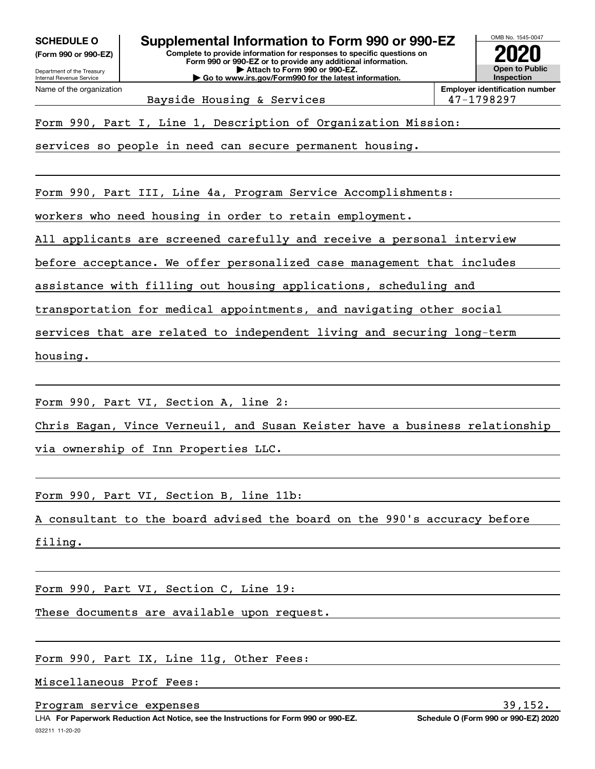**SCHEDULE O**
**(Form 990 or 990-EZ)**

Department of the Treasury
Internal Revenue Service

# Supplemental Information to Form 990 or 990-EZ

**Complete to provide information for responses to specific questions on Form 990 or 990-EZ or to provide any additional information.**
**▶ Attach to Form 990 or 990-EZ.**
**▶ Go to www.irs.gov/Form990 for the latest information.**

OMB No. 1545-0047

**2020**

**Open to Public Inspection**

| Name of the organization | Employer identification number |
|---|---|
| Bayside Housing & Services | 47-1798297 |

Form 990, Part I, Line 1, Description of Organization Mission:

services so people in need can secure permanent housing.

Form 990, Part III, Line 4a, Program Service Accomplishments:

workers who need housing in order to retain employment.

All applicants are screened carefully and receive a personal interview before acceptance. We offer personalized case management that includes assistance with filling out housing applications, scheduling and transportation for medical appointments, and navigating other social services that are related to independent living and securing long-term housing.

Form 990, Part VI, Section A, line 2:

Chris Eagan, Vince Verneuil, and Susan Keister have a business relationship via ownership of Inn Properties LLC.

Form 990, Part VI, Section B, line 11b:

A consultant to the board advised the board on the 990's accuracy before filing.

Form 990, Part VI, Section C, Line 19:

These documents are available upon request.

Form 990, Part IX, Line 11g, Other Fees:

Miscellaneous Prof Fees:

| Program service expenses | 39,152. |
|---|---|

LHA **For Paperwork Reduction Act Notice, see the Instructions for Form 990 or 990-EZ.** **Schedule O (Form 990 or 990-EZ) 2020**

032211 11-20-20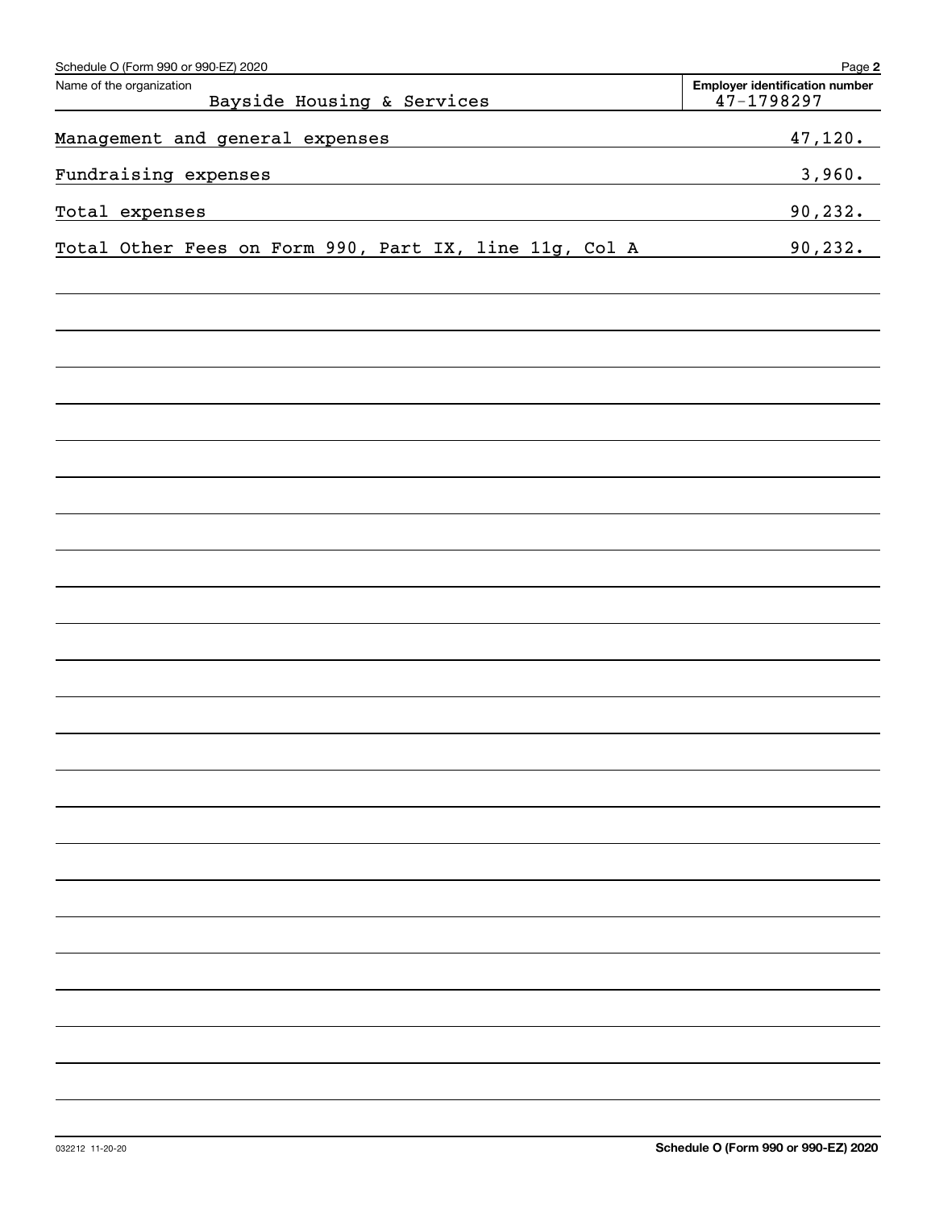Name of the organization: Bayside Housing & Services

Employer identification number: 47-1798297

| | |
|---|---|
| Management and general expenses | 47,120. |
| Fundraising expenses | 3,960. |
| Total expenses | 90,232. |
| Total Other Fees on Form 990, Part IX, line 11g, Col A | 90,232. |